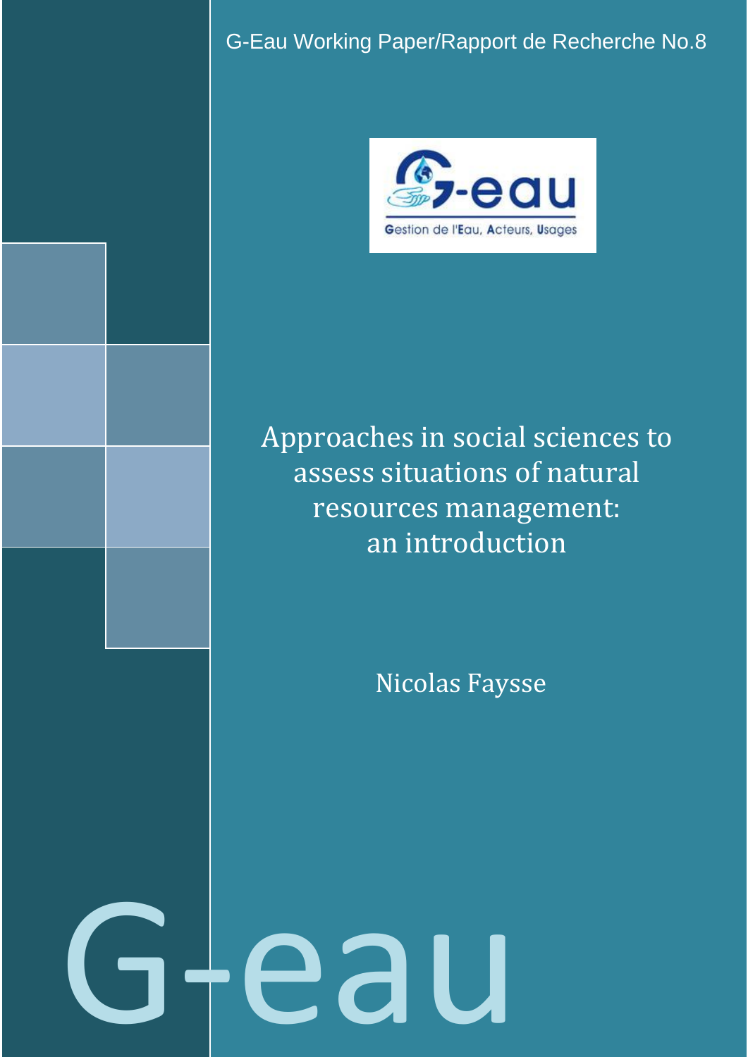G-Eau Working Paper/Rapport de Recherche No.8

# Approaches in social sciences to assess situations of natural resources management: an introduction

Nicolas Faysse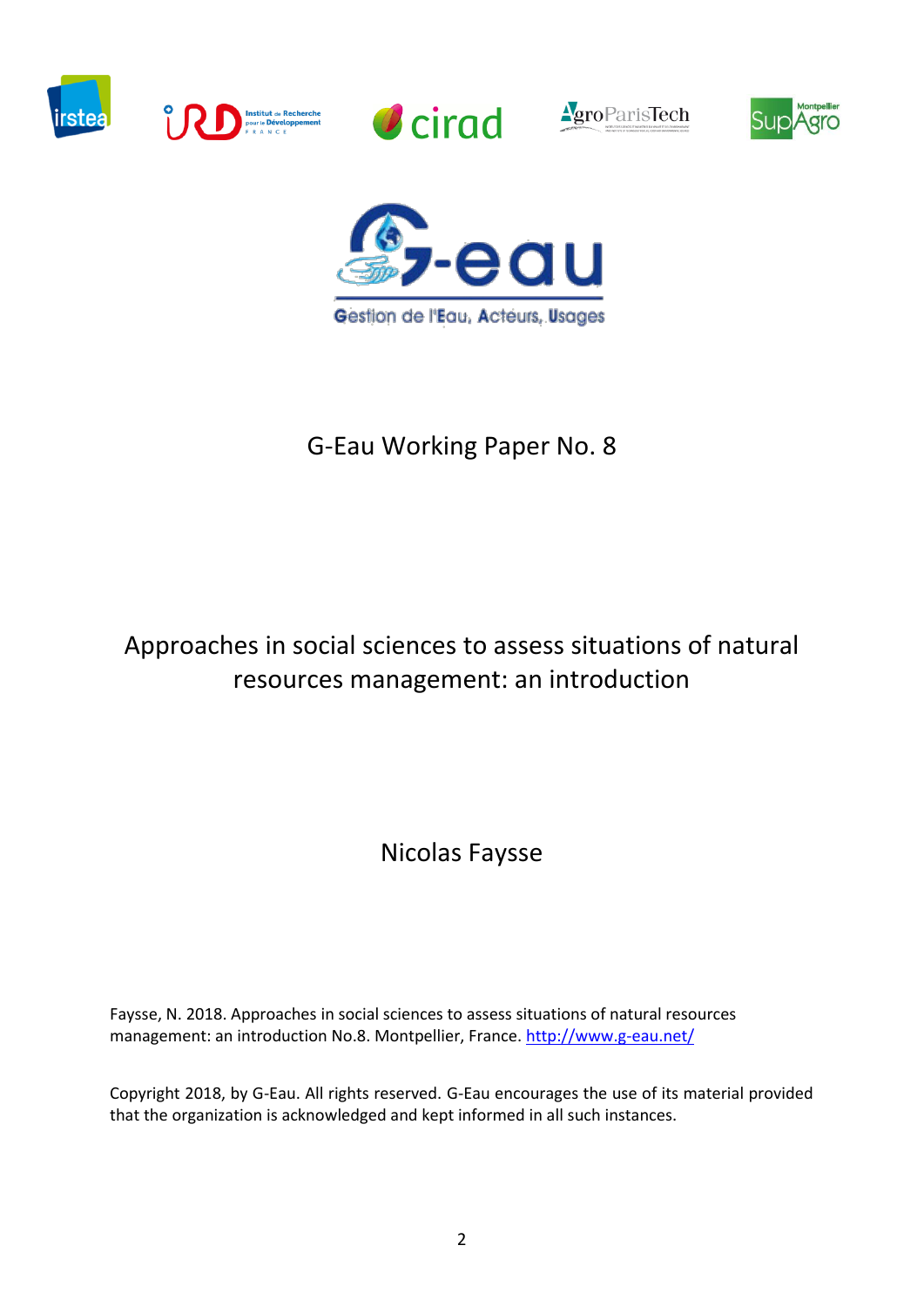G-Eau Working Paper No. 8

# Approaches in social sciences to assess situations of natural resources management: an introduction

Nicolas Faysse

Faysse, N. 2018. Approaches in social sciences to assess situations of natural resources management: an introduction No.8. Montpellier, France. http://www.g-eau.net/

Copyright 2018, by G-Eau. All rights reserved. G-Eau encourages the use of its material provided that the organization is acknowledged and kept informed in all such instances.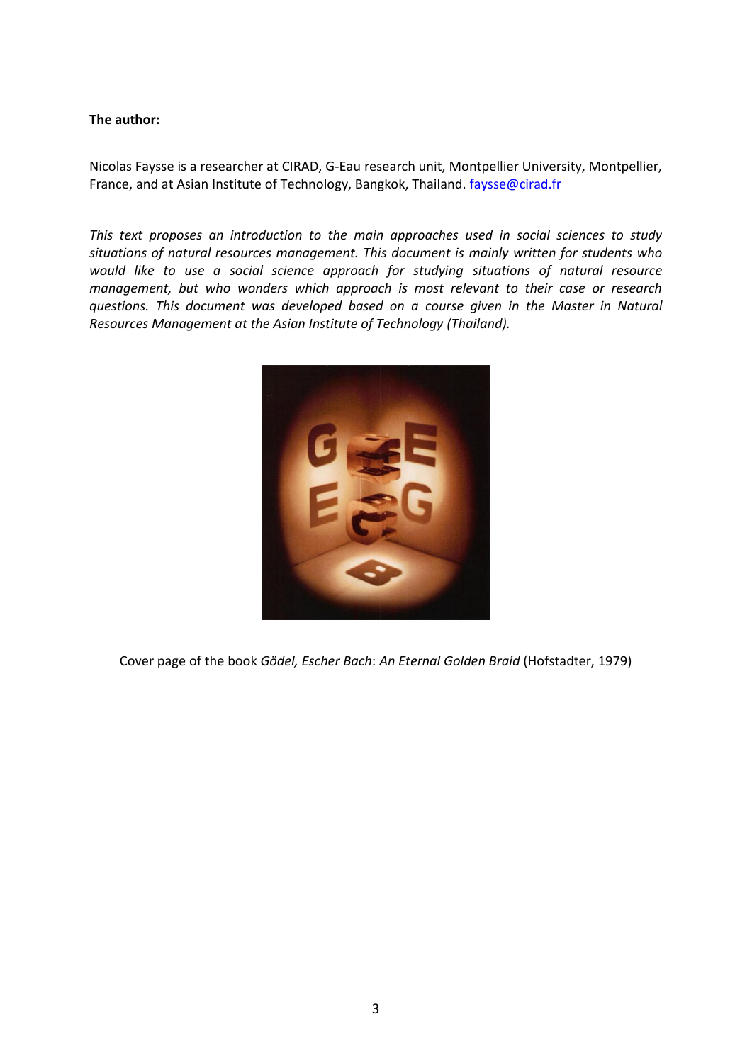**The author:**

Nicolas Faysse is a researcher at CIRAD, G-Eau research unit, Montpellier University, Montpellier, France, and at Asian Institute of Technology, Bangkok, Thailand. faysse@cirad.fr

*This text proposes an introduction to the main approaches used in social sciences to study situations of natural resources management. This document is mainly written for students who would like to use a social science approach for studying situations of natural resource management, but who wonders which approach is most relevant to their case or research questions. This document was developed based on a course given in the Master in Natural Resources Management at the Asian Institute of Technology (Thailand).*

Cover page of the book *Gödel, Escher Bach*: *An Eternal Golden Braid* (Hofstadter, 1979)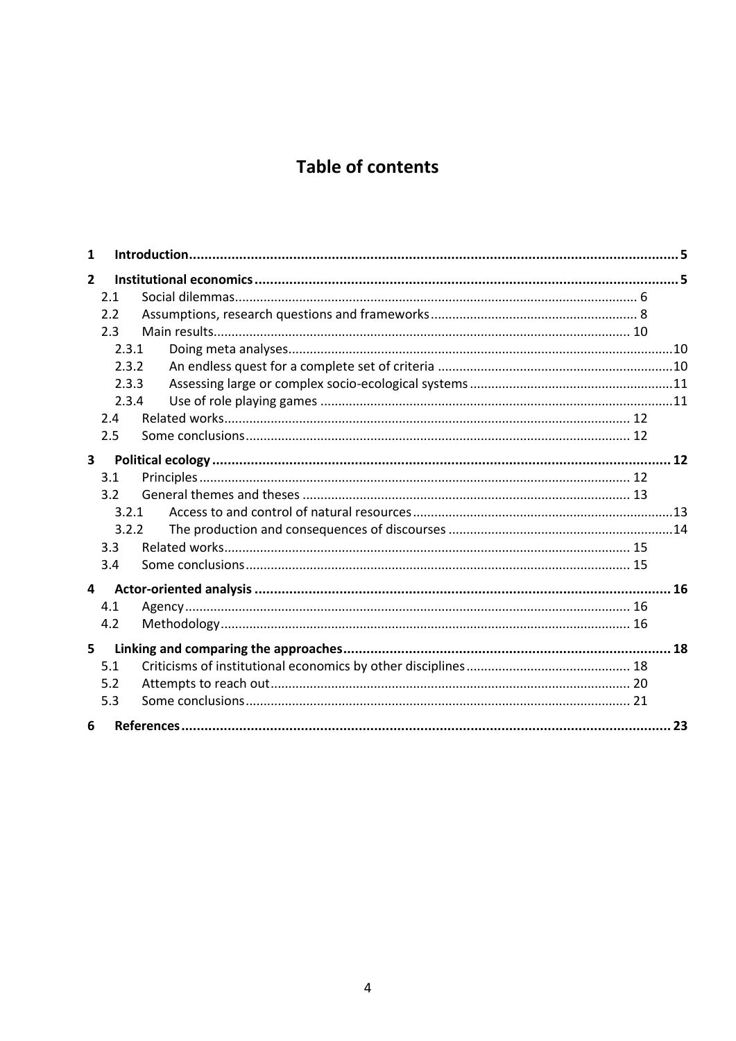# Table of contents

- **1 Introduction** ... 5
- **2 Institutional economics** ... 5
  - 2.1 Social dilemmas ... 6
  - 2.2 Assumptions, research questions and frameworks ... 8
  - 2.3 Main results ... 10
    - 2.3.1 Doing meta analyses ... 10
    - 2.3.2 An endless quest for a complete set of criteria ... 10
    - 2.3.3 Assessing large or complex socio-ecological systems ... 11
    - 2.3.4 Use of role playing games ... 11
  - 2.4 Related works ... 12
  - 2.5 Some conclusions ... 12
- **3 Political ecology** ... 12
  - 3.1 Principles ... 12
  - 3.2 General themes and theses ... 13
    - 3.2.1 Access to and control of natural resources ... 13
    - 3.2.2 The production and consequences of discourses ... 14
  - 3.3 Related works ... 15
  - 3.4 Some conclusions ... 15
- **4 Actor-oriented analysis** ... 16
  - 4.1 Agency ... 16
  - 4.2 Methodology ... 16
- **5 Linking and comparing the approaches** ... 18
  - 5.1 Criticisms of institutional economics by other disciplines ... 18
  - 5.2 Attempts to reach out ... 20
  - 5.3 Some conclusions ... 21
- **6 References** ... 23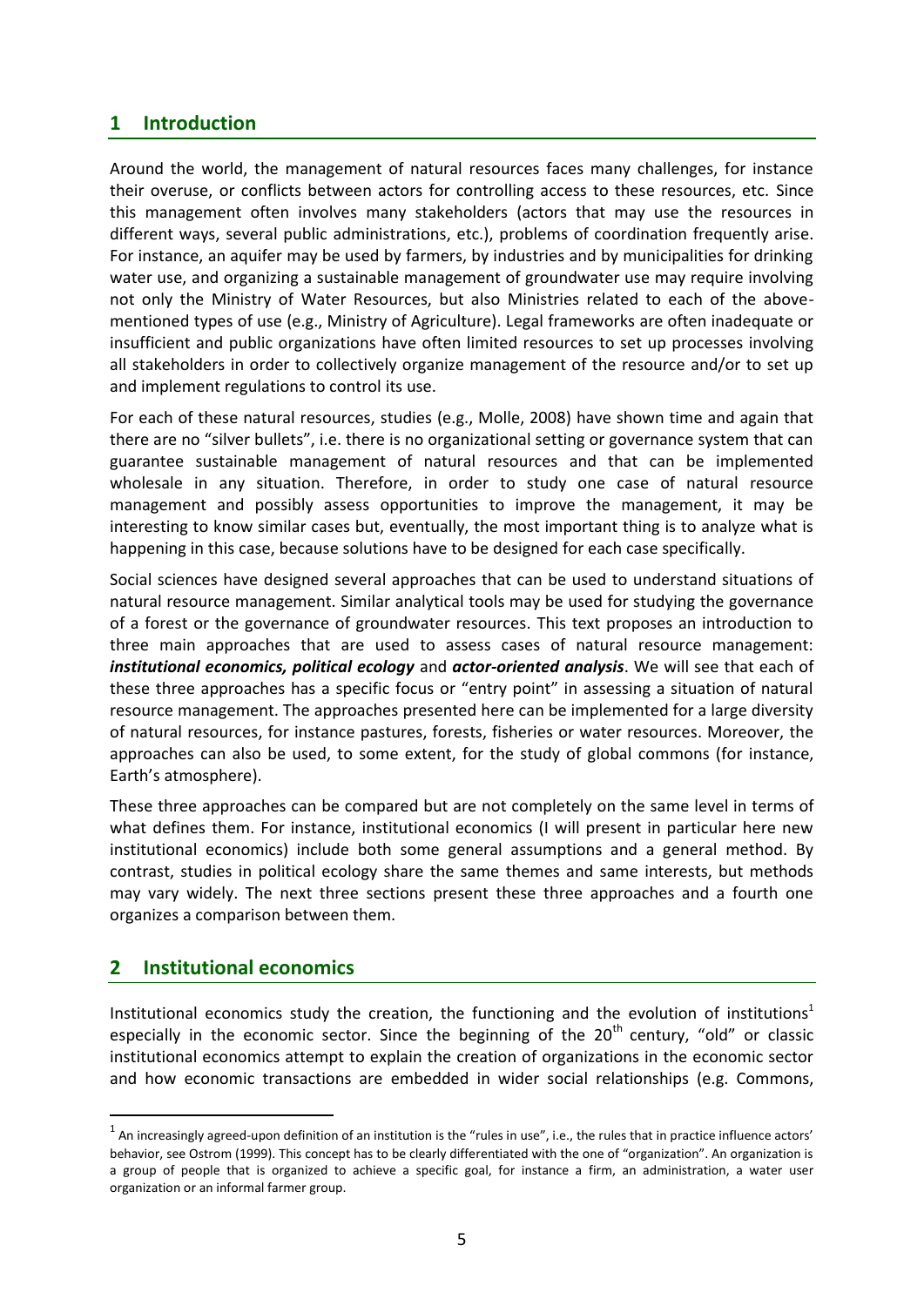# 1 Introduction

Around the world, the management of natural resources faces many challenges, for instance their overuse, or conflicts between actors for controlling access to these resources, etc. Since this management often involves many stakeholders (actors that may use the resources in different ways, several public administrations, etc.), problems of coordination frequently arise. For instance, an aquifer may be used by farmers, by industries and by municipalities for drinking water use, and organizing a sustainable management of groundwater use may require involving not only the Ministry of Water Resources, but also Ministries related to each of the above-mentioned types of use (e.g., Ministry of Agriculture). Legal frameworks are often inadequate or insufficient and public organizations have often limited resources to set up processes involving all stakeholders in order to collectively organize management of the resource and/or to set up and implement regulations to control its use.

For each of these natural resources, studies (e.g., Molle, 2008) have shown time and again that there are no "silver bullets", i.e. there is no organizational setting or governance system that can guarantee sustainable management of natural resources and that can be implemented wholesale in any situation. Therefore, in order to study one case of natural resource management and possibly assess opportunities to improve the management, it may be interesting to know similar cases but, eventually, the most important thing is to analyze what is happening in this case, because solutions have to be designed for each case specifically.

Social sciences have designed several approaches that can be used to understand situations of natural resource management. Similar analytical tools may be used for studying the governance of a forest or the governance of groundwater resources. This text proposes an introduction to three main approaches that are used to assess cases of natural resource management: ***institutional economics, political ecology*** and ***actor-oriented analysis***. We will see that each of these three approaches has a specific focus or "entry point" in assessing a situation of natural resource management. The approaches presented here can be implemented for a large diversity of natural resources, for instance pastures, forests, fisheries or water resources. Moreover, the approaches can also be used, to some extent, for the study of global commons (for instance, Earth's atmosphere).

These three approaches can be compared but are not completely on the same level in terms of what defines them. For instance, institutional economics (I will present in particular here new institutional economics) include both some general assumptions and a general method. By contrast, studies in political ecology share the same themes and same interests, but methods may vary widely. The next three sections present these three approaches and a fourth one organizes a comparison between them.

# 2 Institutional economics

Institutional economics study the creation, the functioning and the evolution of institutions[1] especially in the economic sector. Since the beginning of the 20th century, "old" or classic institutional economics attempt to explain the creation of organizations in the economic sector and how economic transactions are embedded in wider social relationships (e.g. Commons,

[1] An increasingly agreed-upon definition of an institution is the "rules in use", i.e., the rules that in practice influence actors' behavior, see Ostrom (1999). This concept has to be clearly differentiated with the one of "organization". An organization is a group of people that is organized to achieve a specific goal, for instance a firm, an administration, a water user organization or an informal farmer group.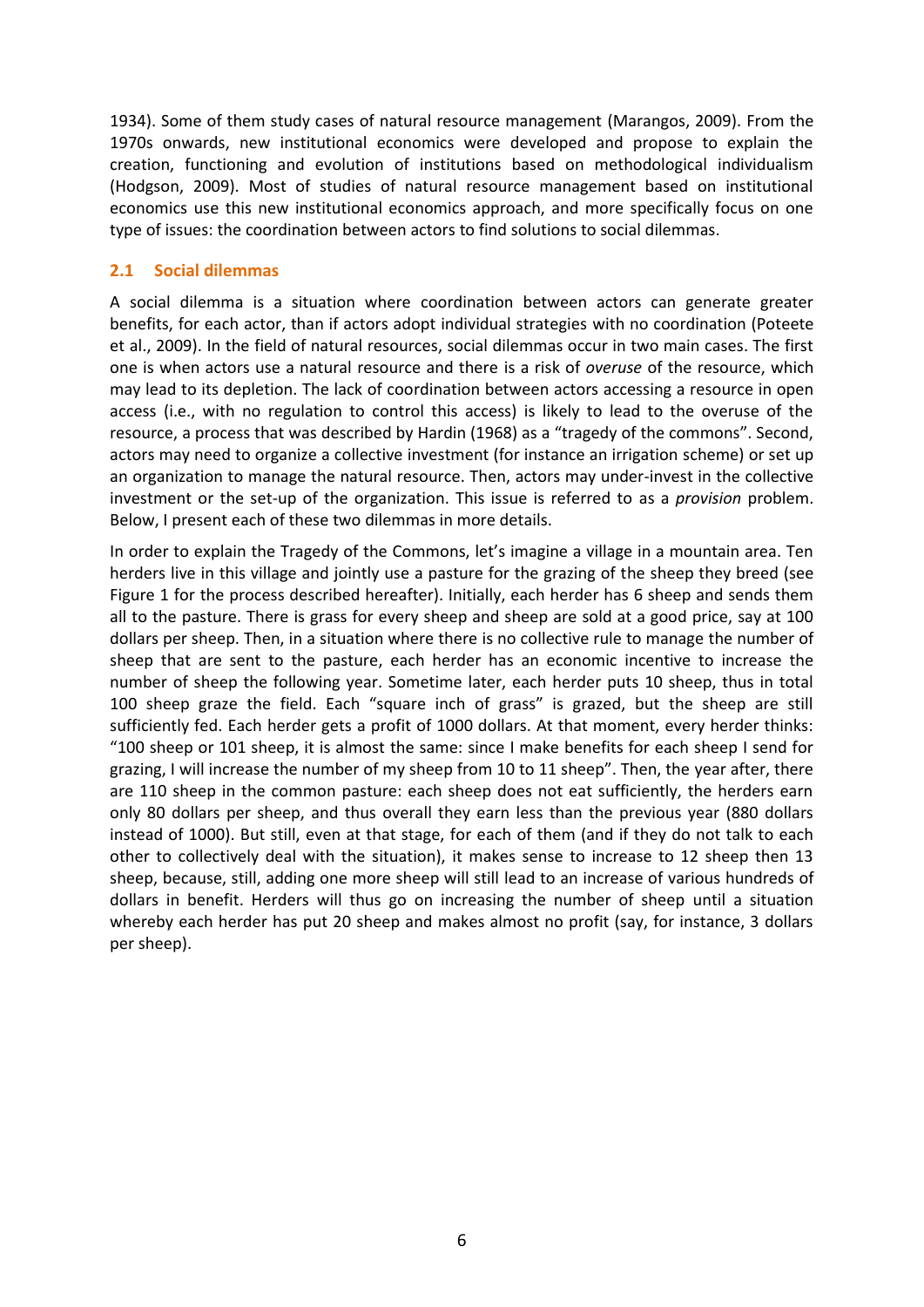1934). Some of them study cases of natural resource management (Marangos, 2009). From the 1970s onwards, new institutional economics were developed and propose to explain the creation, functioning and evolution of institutions based on methodological individualism (Hodgson, 2009). Most of studies of natural resource management based on institutional economics use this new institutional economics approach, and more specifically focus on one type of issues: the coordination between actors to find solutions to social dilemmas.

## 2.1 Social dilemmas

A social dilemma is a situation where coordination between actors can generate greater benefits, for each actor, than if actors adopt individual strategies with no coordination (Poteete et al., 2009). In the field of natural resources, social dilemmas occur in two main cases. The first one is when actors use a natural resource and there is a risk of *overuse* of the resource, which may lead to its depletion. The lack of coordination between actors accessing a resource in open access (i.e., with no regulation to control this access) is likely to lead to the overuse of the resource, a process that was described by Hardin (1968) as a "tragedy of the commons". Second, actors may need to organize a collective investment (for instance an irrigation scheme) or set up an organization to manage the natural resource. Then, actors may under-invest in the collective investment or the set-up of the organization. This issue is referred to as a *provision* problem. Below, I present each of these two dilemmas in more details.

In order to explain the Tragedy of the Commons, let's imagine a village in a mountain area. Ten herders live in this village and jointly use a pasture for the grazing of the sheep they breed (see Figure 1 for the process described hereafter). Initially, each herder has 6 sheep and sends them all to the pasture. There is grass for every sheep and sheep are sold at a good price, say at 100 dollars per sheep. Then, in a situation where there is no collective rule to manage the number of sheep that are sent to the pasture, each herder has an economic incentive to increase the number of sheep the following year. Sometime later, each herder puts 10 sheep, thus in total 100 sheep graze the field. Each "square inch of grass" is grazed, but the sheep are still sufficiently fed. Each herder gets a profit of 1000 dollars. At that moment, every herder thinks: "100 sheep or 101 sheep, it is almost the same: since I make benefits for each sheep I send for grazing, I will increase the number of my sheep from 10 to 11 sheep". Then, the year after, there are 110 sheep in the common pasture: each sheep does not eat sufficiently, the herders earn only 80 dollars per sheep, and thus overall they earn less than the previous year (880 dollars instead of 1000). But still, even at that stage, for each of them (and if they do not talk to each other to collectively deal with the situation), it makes sense to increase to 12 sheep then 13 sheep, because, still, adding one more sheep will still lead to an increase of various hundreds of dollars in benefit. Herders will thus go on increasing the number of sheep until a situation whereby each herder has put 20 sheep and makes almost no profit (say, for instance, 3 dollars per sheep).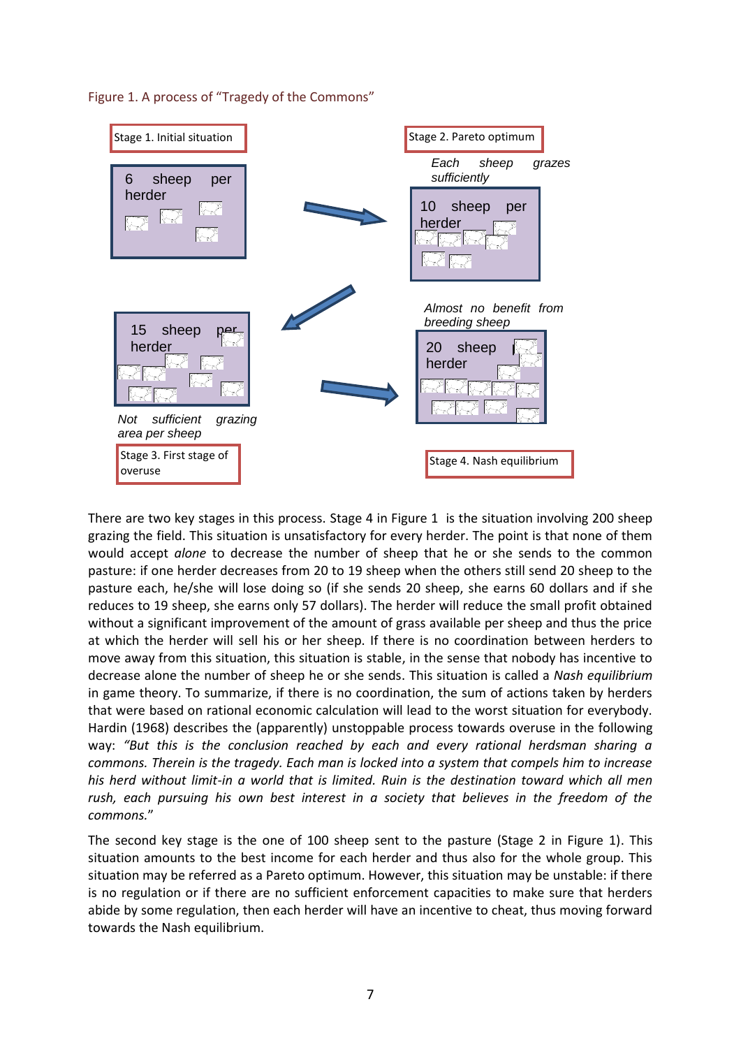Figure 1. A process of "Tragedy of the Commons"

Stage 1. Initial situation

6 sheep per herder

Stage 2. Pareto optimum

*Each sheep grazes sufficiently*

10 sheep per herder

15 sheep per herder

*Not sufficient grazing area per sheep*

Stage 3. First stage of overuse

*Almost no benefit from breeding sheep*

20 sheep per herder

Stage 4. Nash equilibrium

There are two key stages in this process. Stage 4 in Figure 1 is the situation involving 200 sheep grazing the field. This situation is unsatisfactory for every herder. The point is that none of them would accept *alone* to decrease the number of sheep that he or she sends to the common pasture: if one herder decreases from 20 to 19 sheep when the others still send 20 sheep to the pasture each, he/she will lose doing so (if she sends 20 sheep, she earns 60 dollars and if she reduces to 19 sheep, she earns only 57 dollars). The herder will reduce the small profit obtained without a significant improvement of the amount of grass available per sheep and thus the price at which the herder will sell his or her sheep. If there is no coordination between herders to move away from this situation, this situation is stable, in the sense that nobody has incentive to decrease alone the number of sheep he or she sends. This situation is called a *Nash equilibrium* in game theory. To summarize, if there is no coordination, the sum of actions taken by herders that were based on rational economic calculation will lead to the worst situation for everybody. Hardin (1968) describes the (apparently) unstoppable process towards overuse in the following way: *"But this is the conclusion reached by each and every rational herdsman sharing a commons. Therein is the tragedy. Each man is locked into a system that compels him to increase his herd without limit-in a world that is limited. Ruin is the destination toward which all men rush, each pursuing his own best interest in a society that believes in the freedom of the commons.*"

The second key stage is the one of 100 sheep sent to the pasture (Stage 2 in Figure 1). This situation amounts to the best income for each herder and thus also for the whole group. This situation may be referred as a Pareto optimum. However, this situation may be unstable: if there is no regulation or if there are no sufficient enforcement capacities to make sure that herders abide by some regulation, then each herder will have an incentive to cheat, thus moving forward towards the Nash equilibrium.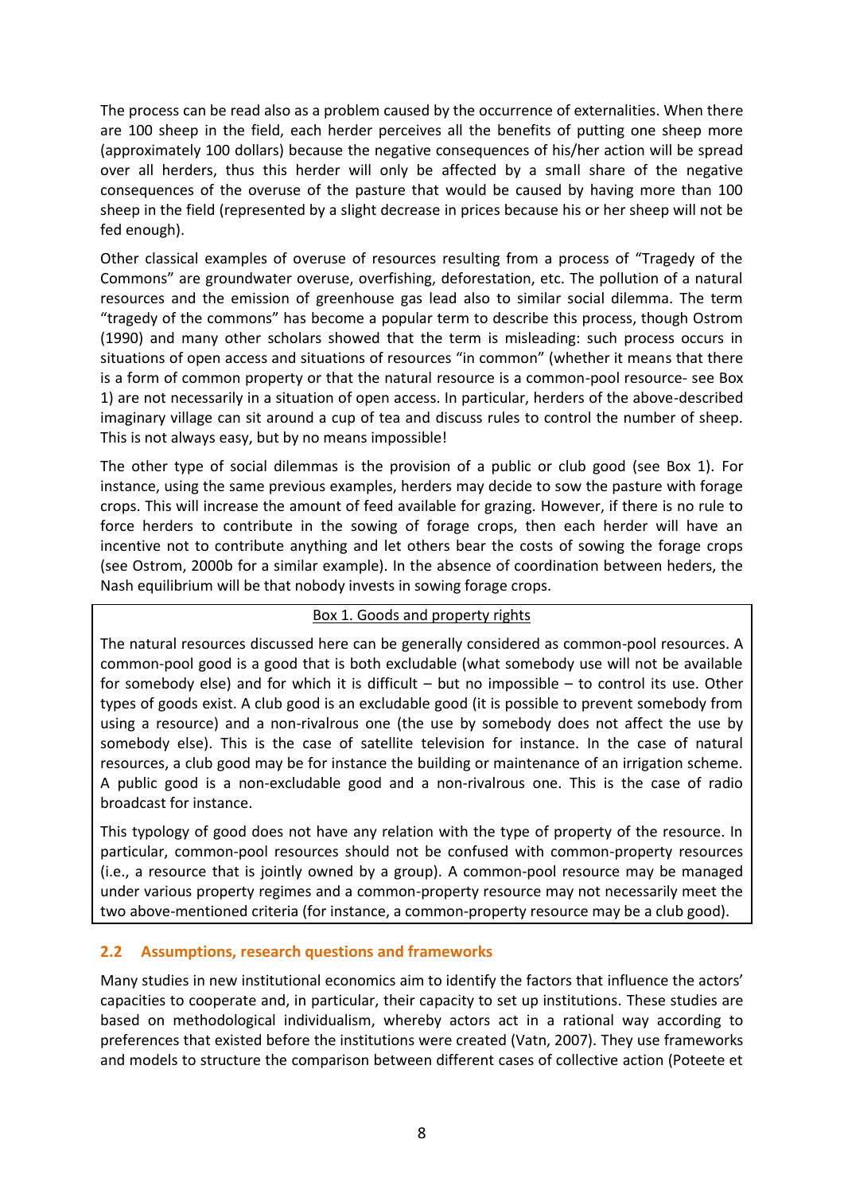The process can be read also as a problem caused by the occurrence of externalities. When there are 100 sheep in the field, each herder perceives all the benefits of putting one sheep more (approximately 100 dollars) because the negative consequences of his/her action will be spread over all herders, thus this herder will only be affected by a small share of the negative consequences of the overuse of the pasture that would be caused by having more than 100 sheep in the field (represented by a slight decrease in prices because his or her sheep will not be fed enough).

Other classical examples of overuse of resources resulting from a process of "Tragedy of the Commons" are groundwater overuse, overfishing, deforestation, etc. The pollution of a natural resources and the emission of greenhouse gas lead also to similar social dilemma. The term "tragedy of the commons" has become a popular term to describe this process, though Ostrom (1990) and many other scholars showed that the term is misleading: such process occurs in situations of open access and situations of resources "in common" (whether it means that there is a form of common property or that the natural resource is a common-pool resource- see Box 1) are not necessarily in a situation of open access. In particular, herders of the above-described imaginary village can sit around a cup of tea and discuss rules to control the number of sheep. This is not always easy, but by no means impossible!

The other type of social dilemmas is the provision of a public or club good (see Box 1). For instance, using the same previous examples, herders may decide to sow the pasture with forage crops. This will increase the amount of feed available for grazing. However, if there is no rule to force herders to contribute in the sowing of forage crops, then each herder will have an incentive not to contribute anything and let others bear the costs of sowing the forage crops (see Ostrom, 2000b for a similar example). In the absence of coordination between heders, the Nash equilibrium will be that nobody invests in sowing forage crops.

> Box 1. Goods and property rights
>
> The natural resources discussed here can be generally considered as common-pool resources. A common-pool good is a good that is both excludable (what somebody use will not be available for somebody else) and for which it is difficult – but no impossible – to control its use. Other types of goods exist. A club good is an excludable good (it is possible to prevent somebody from using a resource) and a non-rivalrous one (the use by somebody does not affect the use by somebody else). This is the case of satellite television for instance. In the case of natural resources, a club good may be for instance the building or maintenance of an irrigation scheme. A public good is a non-excludable good and a non-rivalrous one. This is the case of radio broadcast for instance.
>
> This typology of good does not have any relation with the type of property of the resource. In particular, common-pool resources should not be confused with common-property resources (i.e., a resource that is jointly owned by a group). A common-pool resource may be managed under various property regimes and a common-property resource may not necessarily meet the two above-mentioned criteria (for instance, a common-property resource may be a club good).

## 2.2 Assumptions, research questions and frameworks

Many studies in new institutional economics aim to identify the factors that influence the actors' capacities to cooperate and, in particular, their capacity to set up institutions. These studies are based on methodological individualism, whereby actors act in a rational way according to preferences that existed before the institutions were created (Vatn, 2007). They use frameworks and models to structure the comparison between different cases of collective action (Poteete et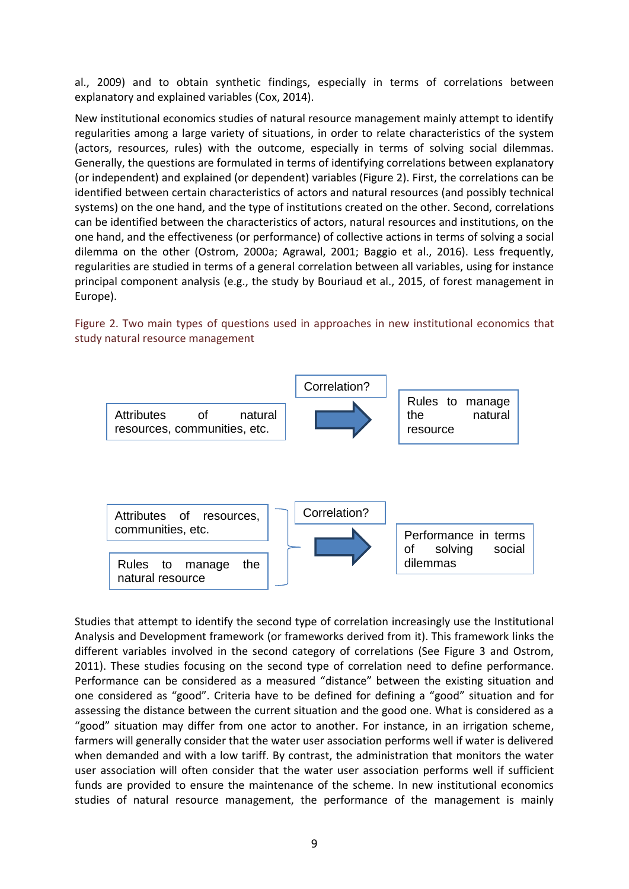al., 2009) and to obtain synthetic findings, especially in terms of correlations between explanatory and explained variables (Cox, 2014).

New institutional economics studies of natural resource management mainly attempt to identify regularities among a large variety of situations, in order to relate characteristics of the system (actors, resources, rules) with the outcome, especially in terms of solving social dilemmas. Generally, the questions are formulated in terms of identifying correlations between explanatory (or independent) and explained (or dependent) variables (Figure 2). First, the correlations can be identified between certain characteristics of actors and natural resources (and possibly technical systems) on the one hand, and the type of institutions created on the other. Second, correlations can be identified between the characteristics of actors, natural resources and institutions, on the one hand, and the effectiveness (or performance) of collective actions in terms of solving a social dilemma on the other (Ostrom, 2000a; Agrawal, 2001; Baggio et al., 2016). Less frequently, regularities are studied in terms of a general correlation between all variables, using for instance principal component analysis (e.g., the study by Bouriaud et al., 2015, of forest management in Europe).

Figure 2. Two main types of questions used in approaches in new institutional economics that study natural resource management

Attributes of natural resources, communities, etc. → Correlation? → Rules to manage the natural resource

Attributes of resources, communities, etc. + Rules to manage the natural resource → Correlation? → Performance in terms of solving social dilemmas

Studies that attempt to identify the second type of correlation increasingly use the Institutional Analysis and Development framework (or frameworks derived from it). This framework links the different variables involved in the second category of correlations (See Figure 3 and Ostrom, 2011). These studies focusing on the second type of correlation need to define performance. Performance can be considered as a measured "distance" between the existing situation and one considered as "good". Criteria have to be defined for defining a "good" situation and for assessing the distance between the current situation and the good one. What is considered as a "good" situation may differ from one actor to another. For instance, in an irrigation scheme, farmers will generally consider that the water user association performs well if water is delivered when demanded and with a low tariff. By contrast, the administration that monitors the water user association will often consider that the water user association performs well if sufficient funds are provided to ensure the maintenance of the scheme. In new institutional economics studies of natural resource management, the performance of the management is mainly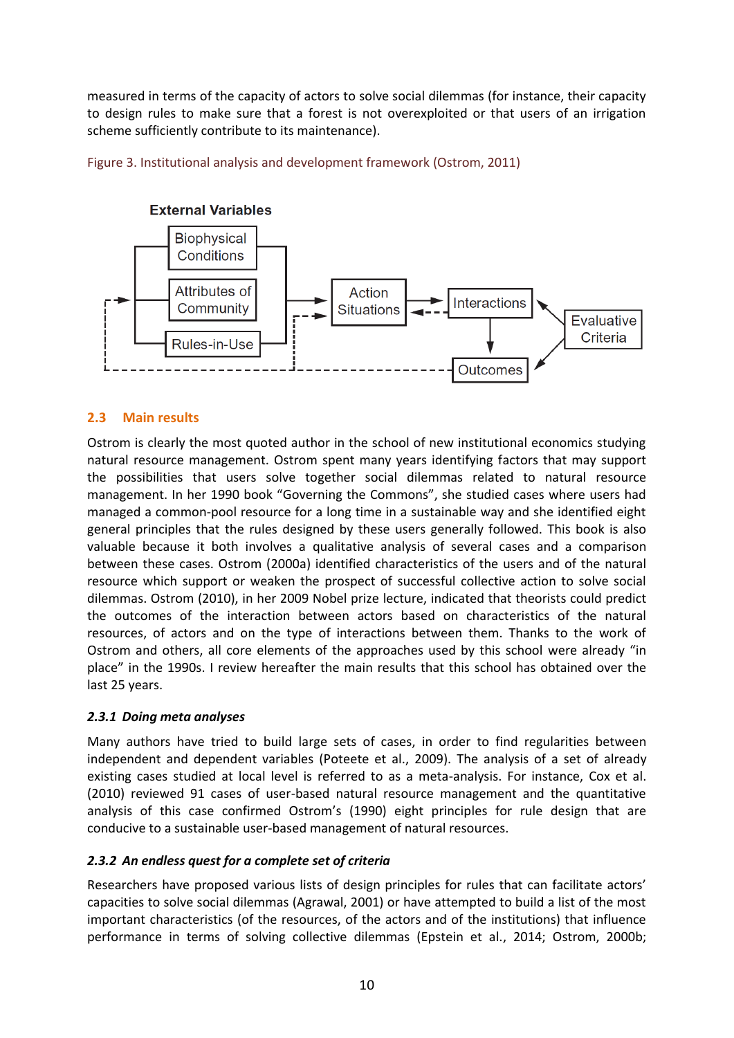measured in terms of the capacity of actors to solve social dilemmas (for instance, their capacity to design rules to make sure that a forest is not overexploited or that users of an irrigation scheme sufficiently contribute to its maintenance).

Figure 3. Institutional analysis and development framework (Ostrom, 2011)

External Variables

Biophysical Conditions

Attributes of Community

Rules-in-Use

Action Situations

Interactions

Outcomes

Evaluative Criteria

## 2.3 Main results

Ostrom is clearly the most quoted author in the school of new institutional economics studying natural resource management. Ostrom spent many years identifying factors that may support the possibilities that users solve together social dilemmas related to natural resource management. In her 1990 book "Governing the Commons", she studied cases where users had managed a common-pool resource for a long time in a sustainable way and she identified eight general principles that the rules designed by these users generally followed. This book is also valuable because it both involves a qualitative analysis of several cases and a comparison between these cases. Ostrom (2000a) identified characteristics of the users and of the natural resource which support or weaken the prospect of successful collective action to solve social dilemmas. Ostrom (2010), in her 2009 Nobel prize lecture, indicated that theorists could predict the outcomes of the interaction between actors based on characteristics of the natural resources, of actors and on the type of interactions between them. Thanks to the work of Ostrom and others, all core elements of the approaches used by this school were already "in place" in the 1990s. I review hereafter the main results that this school has obtained over the last 25 years.

### *2.3.1 Doing meta analyses*

Many authors have tried to build large sets of cases, in order to find regularities between independent and dependent variables (Poteete et al., 2009). The analysis of a set of already existing cases studied at local level is referred to as a meta-analysis. For instance, Cox et al. (2010) reviewed 91 cases of user-based natural resource management and the quantitative analysis of this case confirmed Ostrom's (1990) eight principles for rule design that are conducive to a sustainable user-based management of natural resources.

### *2.3.2 An endless quest for a complete set of criteria*

Researchers have proposed various lists of design principles for rules that can facilitate actors' capacities to solve social dilemmas (Agrawal, 2001) or have attempted to build a list of the most important characteristics (of the resources, of the actors and of the institutions) that influence performance in terms of solving collective dilemmas (Epstein et al., 2014; Ostrom, 2000b;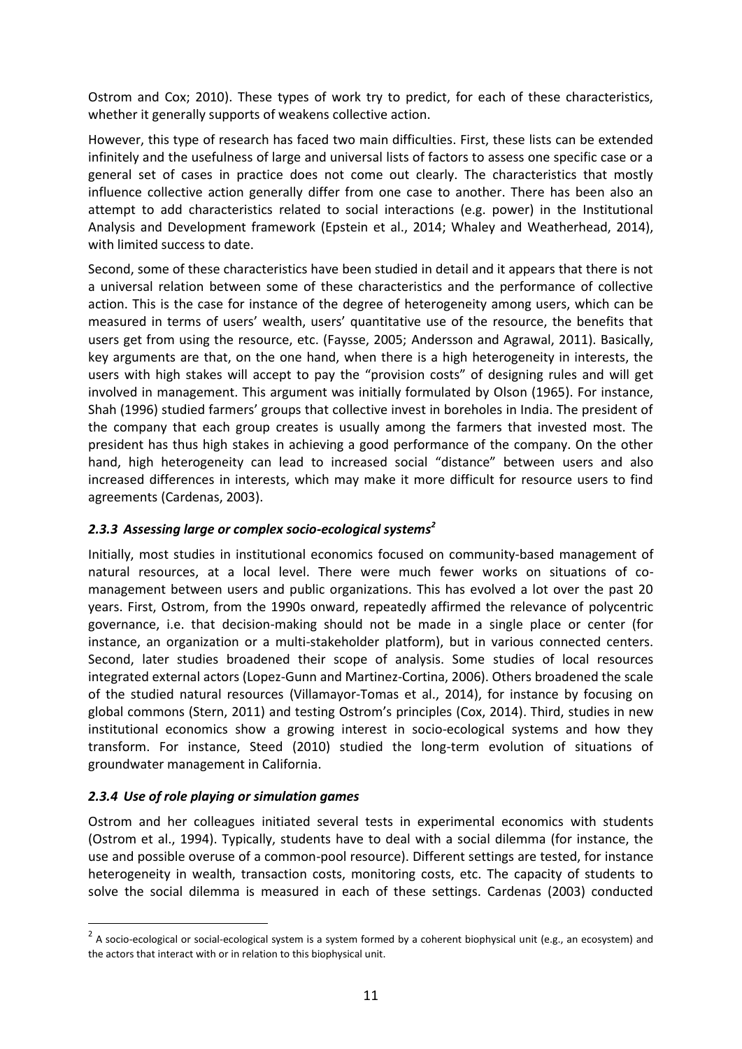Ostrom and Cox; 2010). These types of work try to predict, for each of these characteristics, whether it generally supports of weakens collective action.

However, this type of research has faced two main difficulties. First, these lists can be extended infinitely and the usefulness of large and universal lists of factors to assess one specific case or a general set of cases in practice does not come out clearly. The characteristics that mostly influence collective action generally differ from one case to another. There has been also an attempt to add characteristics related to social interactions (e.g. power) in the Institutional Analysis and Development framework (Epstein et al., 2014; Whaley and Weatherhead, 2014), with limited success to date.

Second, some of these characteristics have been studied in detail and it appears that there is not a universal relation between some of these characteristics and the performance of collective action. This is the case for instance of the degree of heterogeneity among users, which can be measured in terms of users' wealth, users' quantitative use of the resource, the benefits that users get from using the resource, etc. (Faysse, 2005; Andersson and Agrawal, 2011). Basically, key arguments are that, on the one hand, when there is a high heterogeneity in interests, the users with high stakes will accept to pay the "provision costs" of designing rules and will get involved in management. This argument was initially formulated by Olson (1965). For instance, Shah (1996) studied farmers' groups that collective invest in boreholes in India. The president of the company that each group creates is usually among the farmers that invested most. The president has thus high stakes in achieving a good performance of the company. On the other hand, high heterogeneity can lead to increased social "distance" between users and also increased differences in interests, which may make it more difficult for resource users to find agreements (Cardenas, 2003).

### *2.3.3 Assessing large or complex socio-ecological systems*[2]

Initially, most studies in institutional economics focused on community-based management of natural resources, at a local level. There were much fewer works on situations of co-management between users and public organizations. This has evolved a lot over the past 20 years. First, Ostrom, from the 1990s onward, repeatedly affirmed the relevance of polycentric governance, i.e. that decision-making should not be made in a single place or center (for instance, an organization or a multi-stakeholder platform), but in various connected centers. Second, later studies broadened their scope of analysis. Some studies of local resources integrated external actors (Lopez-Gunn and Martinez-Cortina, 2006). Others broadened the scale of the studied natural resources (Villamayor-Tomas et al., 2014), for instance by focusing on global commons (Stern, 2011) and testing Ostrom's principles (Cox, 2014). Third, studies in new institutional economics show a growing interest in socio-ecological systems and how they transform. For instance, Steed (2010) studied the long-term evolution of situations of groundwater management in California.

### *2.3.4 Use of role playing or simulation games*

Ostrom and her colleagues initiated several tests in experimental economics with students (Ostrom et al., 1994). Typically, students have to deal with a social dilemma (for instance, the use and possible overuse of a common-pool resource). Different settings are tested, for instance heterogeneity in wealth, transaction costs, monitoring costs, etc. The capacity of students to solve the social dilemma is measured in each of these settings. Cardenas (2003) conducted

---

[2] A socio-ecological or social-ecological system is a system formed by a coherent biophysical unit (e.g., an ecosystem) and the actors that interact with or in relation to this biophysical unit.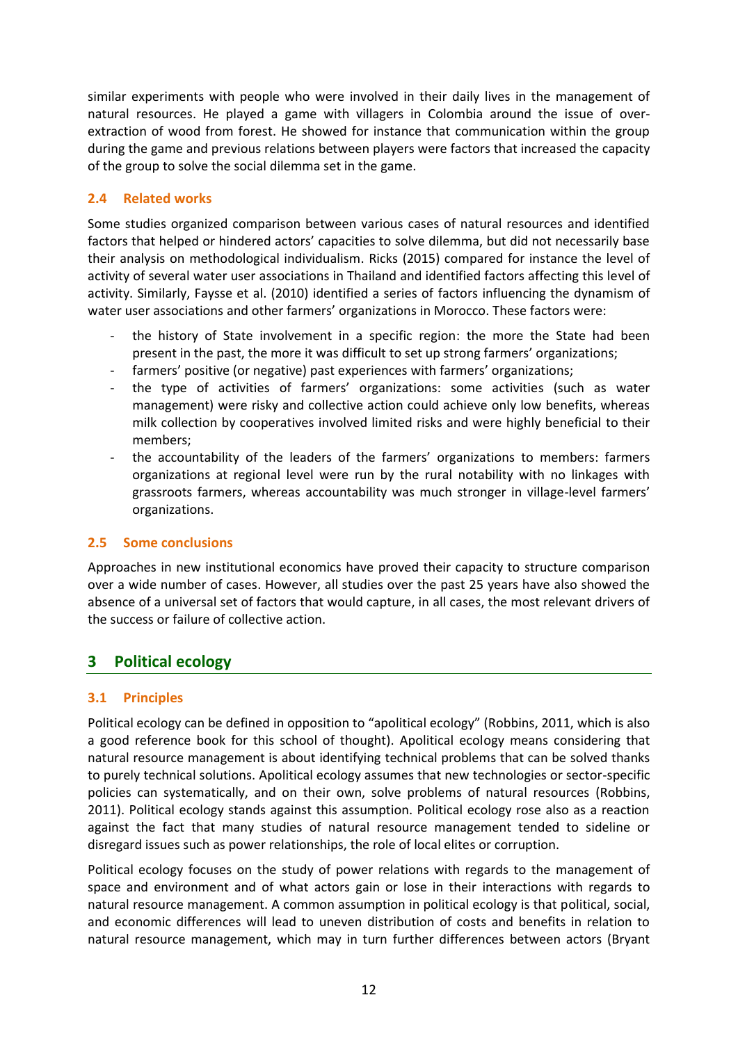similar experiments with people who were involved in their daily lives in the management of natural resources. He played a game with villagers in Colombia around the issue of over-extraction of wood from forest. He showed for instance that communication within the group during the game and previous relations between players were factors that increased the capacity of the group to solve the social dilemma set in the game.

### 2.4 Related works

Some studies organized comparison between various cases of natural resources and identified factors that helped or hindered actors' capacities to solve dilemma, but did not necessarily base their analysis on methodological individualism. Ricks (2015) compared for instance the level of activity of several water user associations in Thailand and identified factors affecting this level of activity. Similarly, Faysse et al. (2010) identified a series of factors influencing the dynamism of water user associations and other farmers' organizations in Morocco. These factors were:

- the history of State involvement in a specific region: the more the State had been present in the past, the more it was difficult to set up strong farmers' organizations;
- farmers' positive (or negative) past experiences with farmers' organizations;
- the type of activities of farmers' organizations: some activities (such as water management) were risky and collective action could achieve only low benefits, whereas milk collection by cooperatives involved limited risks and were highly beneficial to their members;
- the accountability of the leaders of the farmers' organizations to members: farmers organizations at regional level were run by the rural notability with no linkages with grassroots farmers, whereas accountability was much stronger in village-level farmers' organizations.

### 2.5 Some conclusions

Approaches in new institutional economics have proved their capacity to structure comparison over a wide number of cases. However, all studies over the past 25 years have also showed the absence of a universal set of factors that would capture, in all cases, the most relevant drivers of the success or failure of collective action.

## 3 Political ecology

### 3.1 Principles

Political ecology can be defined in opposition to "apolitical ecology" (Robbins, 2011, which is also a good reference book for this school of thought). Apolitical ecology means considering that natural resource management is about identifying technical problems that can be solved thanks to purely technical solutions. Apolitical ecology assumes that new technologies or sector-specific policies can systematically, and on their own, solve problems of natural resources (Robbins, 2011). Political ecology stands against this assumption. Political ecology rose also as a reaction against the fact that many studies of natural resource management tended to sideline or disregard issues such as power relationships, the role of local elites or corruption.

Political ecology focuses on the study of power relations with regards to the management of space and environment and of what actors gain or lose in their interactions with regards to natural resource management. A common assumption in political ecology is that political, social, and economic differences will lead to uneven distribution of costs and benefits in relation to natural resource management, which may in turn further differences between actors (Bryant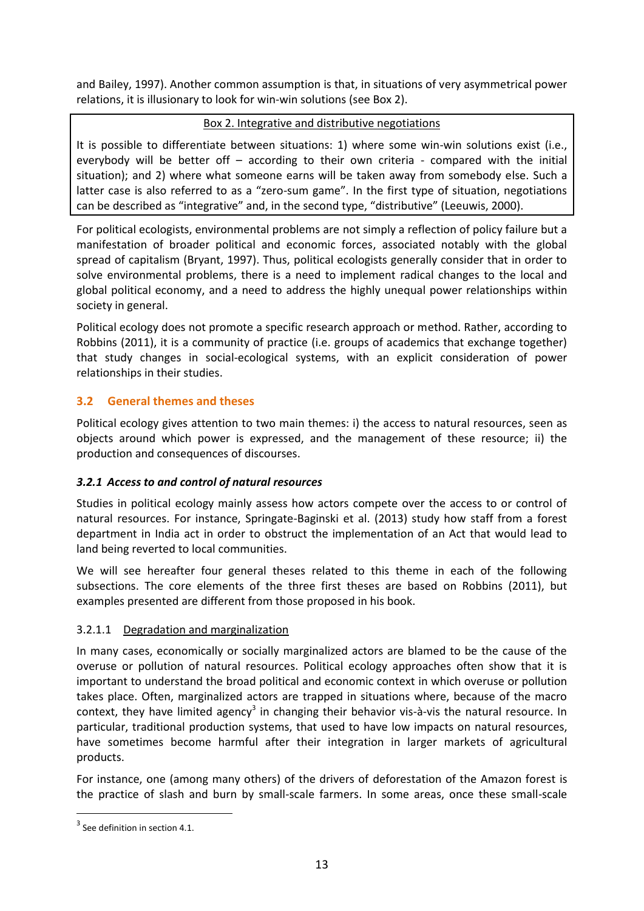and Bailey, 1997). Another common assumption is that, in situations of very asymmetrical power relations, it is illusionary to look for win-win solutions (see Box 2).

> Box 2. Integrative and distributive negotiations
>
> It is possible to differentiate between situations: 1) where some win-win solutions exist (i.e., everybody will be better off – according to their own criteria - compared with the initial situation); and 2) where what someone earns will be taken away from somebody else. Such a latter case is also referred to as a "zero-sum game". In the first type of situation, negotiations can be described as "integrative" and, in the second type, "distributive" (Leeuwis, 2000).

For political ecologists, environmental problems are not simply a reflection of policy failure but a manifestation of broader political and economic forces, associated notably with the global spread of capitalism (Bryant, 1997). Thus, political ecologists generally consider that in order to solve environmental problems, there is a need to implement radical changes to the local and global political economy, and a need to address the highly unequal power relationships within society in general.

Political ecology does not promote a specific research approach or method. Rather, according to Robbins (2011), it is a community of practice (i.e. groups of academics that exchange together) that study changes in social-ecological systems, with an explicit consideration of power relationships in their studies.

## 3.2 General themes and theses

Political ecology gives attention to two main themes: i) the access to natural resources, seen as objects around which power is expressed, and the management of these resource; ii) the production and consequences of discourses.

### *3.2.1 Access to and control of natural resources*

Studies in political ecology mainly assess how actors compete over the access to or control of natural resources. For instance, Springate-Baginski et al. (2013) study how staff from a forest department in India act in order to obstruct the implementation of an Act that would lead to land being reverted to local communities.

We will see hereafter four general theses related to this theme in each of the following subsections. The core elements of the three first theses are based on Robbins (2011), but examples presented are different from those proposed in his book.

#### 3.2.1.1 Degradation and marginalization

In many cases, economically or socially marginalized actors are blamed to be the cause of the overuse or pollution of natural resources. Political ecology approaches often show that it is important to understand the broad political and economic context in which overuse or pollution takes place. Often, marginalized actors are trapped in situations where, because of the macro context, they have limited agency[3] in changing their behavior vis-à-vis the natural resource. In particular, traditional production systems, that used to have low impacts on natural resources, have sometimes become harmful after their integration in larger markets of agricultural products.

For instance, one (among many others) of the drivers of deforestation of the Amazon forest is the practice of slash and burn by small-scale farmers. In some areas, once these small-scale

[3] See definition in section 4.1.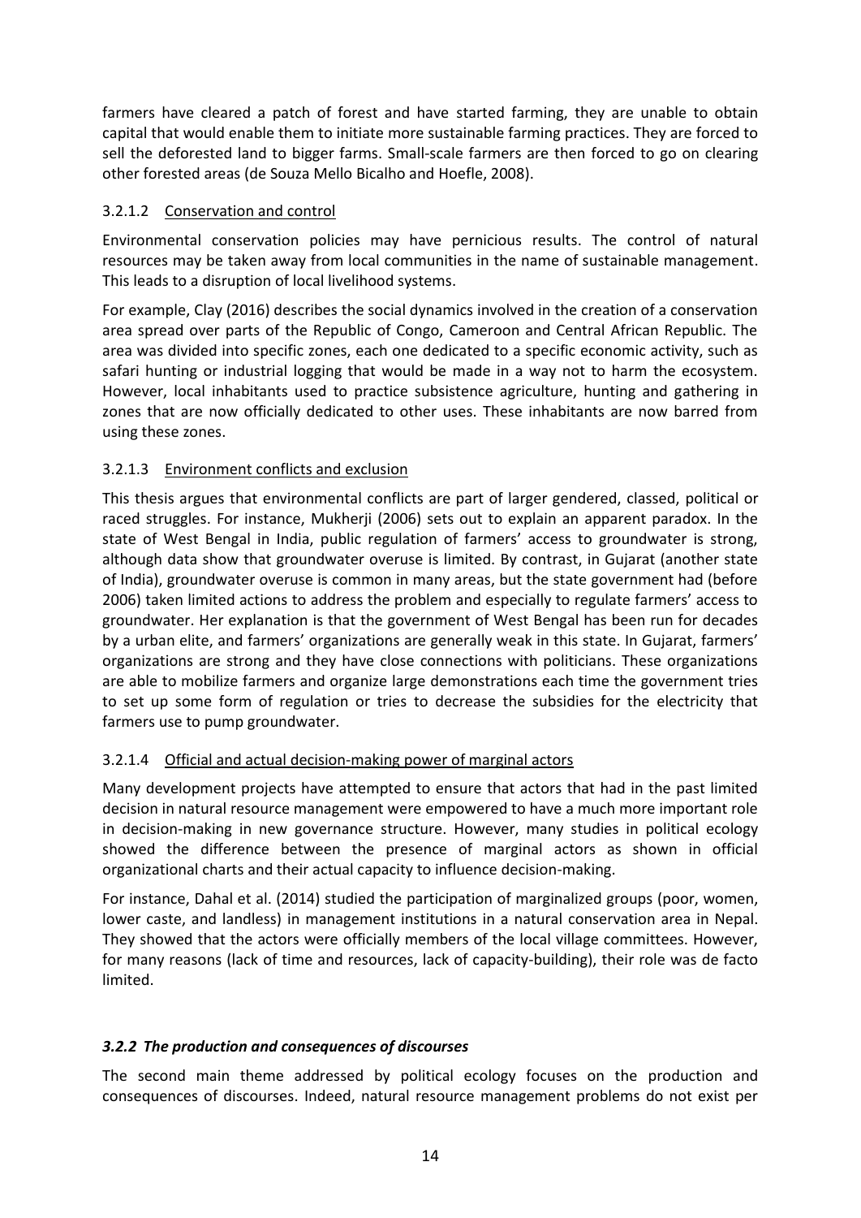farmers have cleared a patch of forest and have started farming, they are unable to obtain capital that would enable them to initiate more sustainable farming practices. They are forced to sell the deforested land to bigger farms. Small-scale farmers are then forced to go on clearing other forested areas (de Souza Mello Bicalho and Hoefle, 2008).

#### 3.2.1.2 Conservation and control

Environmental conservation policies may have pernicious results. The control of natural resources may be taken away from local communities in the name of sustainable management. This leads to a disruption of local livelihood systems.

For example, Clay (2016) describes the social dynamics involved in the creation of a conservation area spread over parts of the Republic of Congo, Cameroon and Central African Republic. The area was divided into specific zones, each one dedicated to a specific economic activity, such as safari hunting or industrial logging that would be made in a way not to harm the ecosystem. However, local inhabitants used to practice subsistence agriculture, hunting and gathering in zones that are now officially dedicated to other uses. These inhabitants are now barred from using these zones.

#### 3.2.1.3 Environment conflicts and exclusion

This thesis argues that environmental conflicts are part of larger gendered, classed, political or raced struggles. For instance, Mukherji (2006) sets out to explain an apparent paradox. In the state of West Bengal in India, public regulation of farmers' access to groundwater is strong, although data show that groundwater overuse is limited. By contrast, in Gujarat (another state of India), groundwater overuse is common in many areas, but the state government had (before 2006) taken limited actions to address the problem and especially to regulate farmers' access to groundwater. Her explanation is that the government of West Bengal has been run for decades by a urban elite, and farmers' organizations are generally weak in this state. In Gujarat, farmers' organizations are strong and they have close connections with politicians. These organizations are able to mobilize farmers and organize large demonstrations each time the government tries to set up some form of regulation or tries to decrease the subsidies for the electricity that farmers use to pump groundwater.

#### 3.2.1.4 Official and actual decision-making power of marginal actors

Many development projects have attempted to ensure that actors that had in the past limited decision in natural resource management were empowered to have a much more important role in decision-making in new governance structure. However, many studies in political ecology showed the difference between the presence of marginal actors as shown in official organizational charts and their actual capacity to influence decision-making.

For instance, Dahal et al. (2014) studied the participation of marginalized groups (poor, women, lower caste, and landless) in management institutions in a natural conservation area in Nepal. They showed that the actors were officially members of the local village committees. However, for many reasons (lack of time and resources, lack of capacity-building), their role was de facto limited.

### *3.2.2 The production and consequences of discourses*

The second main theme addressed by political ecology focuses on the production and consequences of discourses. Indeed, natural resource management problems do not exist per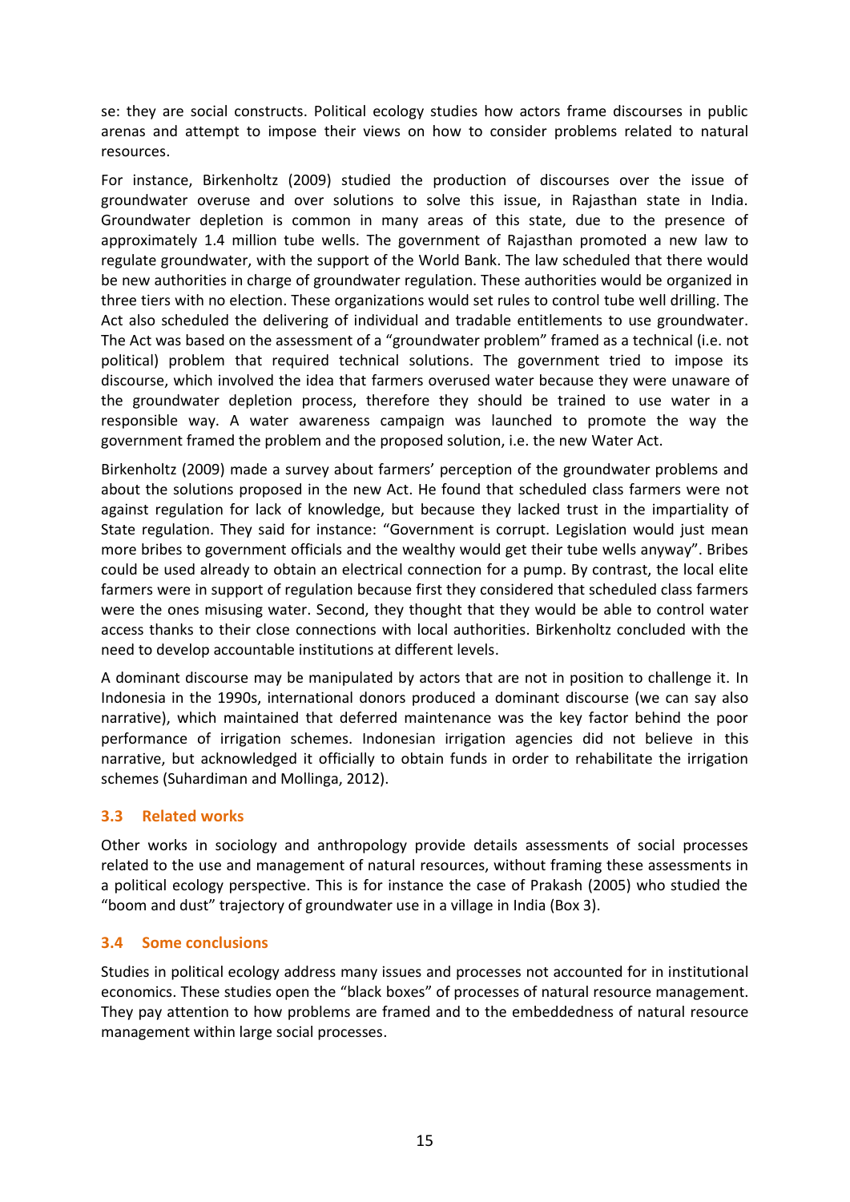se: they are social constructs. Political ecology studies how actors frame discourses in public arenas and attempt to impose their views on how to consider problems related to natural resources.

For instance, Birkenholtz (2009) studied the production of discourses over the issue of groundwater overuse and over solutions to solve this issue, in Rajasthan state in India. Groundwater depletion is common in many areas of this state, due to the presence of approximately 1.4 million tube wells. The government of Rajasthan promoted a new law to regulate groundwater, with the support of the World Bank. The law scheduled that there would be new authorities in charge of groundwater regulation. These authorities would be organized in three tiers with no election. These organizations would set rules to control tube well drilling. The Act also scheduled the delivering of individual and tradable entitlements to use groundwater. The Act was based on the assessment of a "groundwater problem" framed as a technical (i.e. not political) problem that required technical solutions. The government tried to impose its discourse, which involved the idea that farmers overused water because they were unaware of the groundwater depletion process, therefore they should be trained to use water in a responsible way. A water awareness campaign was launched to promote the way the government framed the problem and the proposed solution, i.e. the new Water Act.

Birkenholtz (2009) made a survey about farmers' perception of the groundwater problems and about the solutions proposed in the new Act. He found that scheduled class farmers were not against regulation for lack of knowledge, but because they lacked trust in the impartiality of State regulation. They said for instance: "Government is corrupt. Legislation would just mean more bribes to government officials and the wealthy would get their tube wells anyway". Bribes could be used already to obtain an electrical connection for a pump. By contrast, the local elite farmers were in support of regulation because first they considered that scheduled class farmers were the ones misusing water. Second, they thought that they would be able to control water access thanks to their close connections with local authorities. Birkenholtz concluded with the need to develop accountable institutions at different levels.

A dominant discourse may be manipulated by actors that are not in position to challenge it. In Indonesia in the 1990s, international donors produced a dominant discourse (we can say also narrative), which maintained that deferred maintenance was the key factor behind the poor performance of irrigation schemes. Indonesian irrigation agencies did not believe in this narrative, but acknowledged it officially to obtain funds in order to rehabilitate the irrigation schemes (Suhardiman and Mollinga, 2012).

### 3.3 Related works

Other works in sociology and anthropology provide details assessments of social processes related to the use and management of natural resources, without framing these assessments in a political ecology perspective. This is for instance the case of Prakash (2005) who studied the "boom and dust" trajectory of groundwater use in a village in India (Box 3).

### 3.4 Some conclusions

Studies in political ecology address many issues and processes not accounted for in institutional economics. These studies open the "black boxes" of processes of natural resource management. They pay attention to how problems are framed and to the embeddedness of natural resource management within large social processes.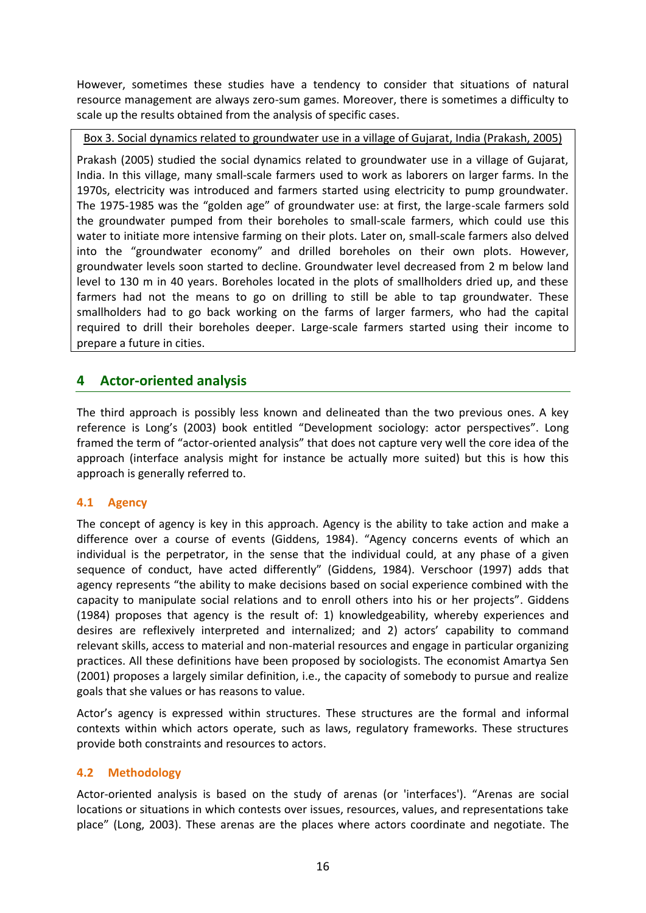However, sometimes these studies have a tendency to consider that situations of natural resource management are always zero-sum games. Moreover, there is sometimes a difficulty to scale up the results obtained from the analysis of specific cases.

> Box 3. Social dynamics related to groundwater use in a village of Gujarat, India (Prakash, 2005)
>
> Prakash (2005) studied the social dynamics related to groundwater use in a village of Gujarat, India. In this village, many small-scale farmers used to work as laborers on larger farms. In the 1970s, electricity was introduced and farmers started using electricity to pump groundwater. The 1975-1985 was the "golden age" of groundwater use: at first, the large-scale farmers sold the groundwater pumped from their boreholes to small-scale farmers, which could use this water to initiate more intensive farming on their plots. Later on, small-scale farmers also delved into the "groundwater economy" and drilled boreholes on their own plots. However, groundwater levels soon started to decline. Groundwater level decreased from 2 m below land level to 130 m in 40 years. Boreholes located in the plots of smallholders dried up, and these farmers had not the means to go on drilling to still be able to tap groundwater. These smallholders had to go back working on the farms of larger farmers, who had the capital required to drill their boreholes deeper. Large-scale farmers started using their income to prepare a future in cities.

## 4 Actor-oriented analysis

The third approach is possibly less known and delineated than the two previous ones. A key reference is Long's (2003) book entitled "Development sociology: actor perspectives". Long framed the term of "actor-oriented analysis" that does not capture very well the core idea of the approach (interface analysis might for instance be actually more suited) but this is how this approach is generally referred to.

### 4.1 Agency

The concept of agency is key in this approach. Agency is the ability to take action and make a difference over a course of events (Giddens, 1984). "Agency concerns events of which an individual is the perpetrator, in the sense that the individual could, at any phase of a given sequence of conduct, have acted differently" (Giddens, 1984). Verschoor (1997) adds that agency represents "the ability to make decisions based on social experience combined with the capacity to manipulate social relations and to enroll others into his or her projects". Giddens (1984) proposes that agency is the result of: 1) knowledgeability, whereby experiences and desires are reflexively interpreted and internalized; and 2) actors' capability to command relevant skills, access to material and non-material resources and engage in particular organizing practices. All these definitions have been proposed by sociologists. The economist Amartya Sen (2001) proposes a largely similar definition, i.e., the capacity of somebody to pursue and realize goals that she values or has reasons to value.

Actor's agency is expressed within structures. These structures are the formal and informal contexts within which actors operate, such as laws, regulatory frameworks. These structures provide both constraints and resources to actors.

### 4.2 Methodology

Actor-oriented analysis is based on the study of arenas (or 'interfaces'). "Arenas are social locations or situations in which contests over issues, resources, values, and representations take place" (Long, 2003). These arenas are the places where actors coordinate and negotiate. The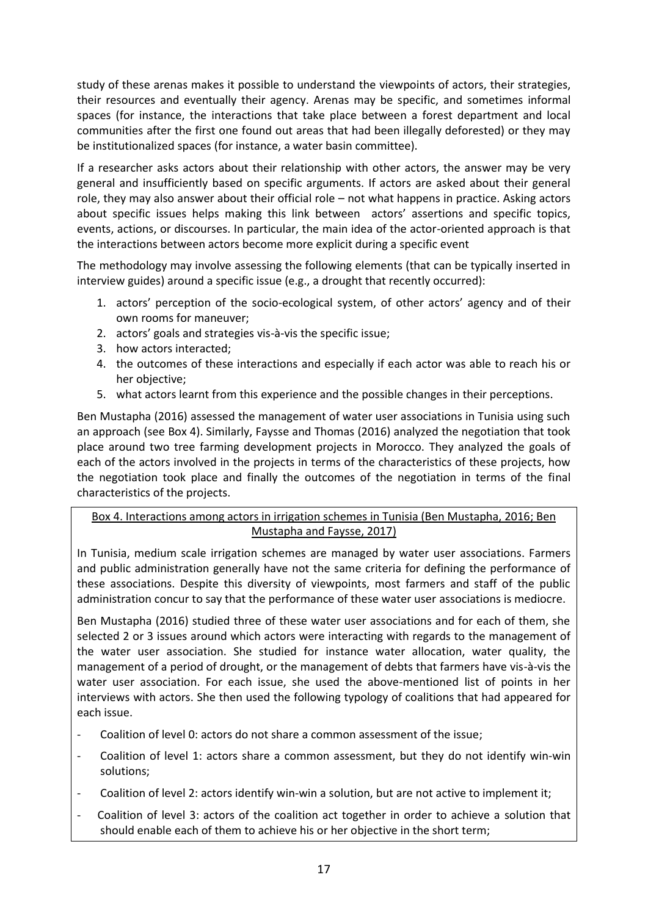study of these arenas makes it possible to understand the viewpoints of actors, their strategies, their resources and eventually their agency. Arenas may be specific, and sometimes informal spaces (for instance, the interactions that take place between a forest department and local communities after the first one found out areas that had been illegally deforested) or they may be institutionalized spaces (for instance, a water basin committee).

If a researcher asks actors about their relationship with other actors, the answer may be very general and insufficiently based on specific arguments. If actors are asked about their general role, they may also answer about their official role – not what happens in practice. Asking actors about specific issues helps making this link between actors' assertions and specific topics, events, actions, or discourses. In particular, the main idea of the actor-oriented approach is that the interactions between actors become more explicit during a specific event

The methodology may involve assessing the following elements (that can be typically inserted in interview guides) around a specific issue (e.g., a drought that recently occurred):

1. actors' perception of the socio-ecological system, of other actors' agency and of their own rooms for maneuver;
2. actors' goals and strategies vis-à-vis the specific issue;
3. how actors interacted;
4. the outcomes of these interactions and especially if each actor was able to reach his or her objective;
5. what actors learnt from this experience and the possible changes in their perceptions.

Ben Mustapha (2016) assessed the management of water user associations in Tunisia using such an approach (see Box 4). Similarly, Faysse and Thomas (2016) analyzed the negotiation that took place around two tree farming development projects in Morocco. They analyzed the goals of each of the actors involved in the projects in terms of the characteristics of these projects, how the negotiation took place and finally the outcomes of the negotiation in terms of the final characteristics of the projects.

<u>Box 4. Interactions among actors in irrigation schemes in Tunisia (Ben Mustapha, 2016; Ben Mustapha and Faysse, 2017)</u>

In Tunisia, medium scale irrigation schemes are managed by water user associations. Farmers and public administration generally have not the same criteria for defining the performance of these associations. Despite this diversity of viewpoints, most farmers and staff of the public administration concur to say that the performance of these water user associations is mediocre.

Ben Mustapha (2016) studied three of these water user associations and for each of them, she selected 2 or 3 issues around which actors were interacting with regards to the management of the water user association. She studied for instance water allocation, water quality, the management of a period of drought, or the management of debts that farmers have vis-à-vis the water user association. For each issue, she used the above-mentioned list of points in her interviews with actors. She then used the following typology of coalitions that had appeared for each issue.

- Coalition of level 0: actors do not share a common assessment of the issue;
- Coalition of level 1: actors share a common assessment, but they do not identify win-win solutions;
- Coalition of level 2: actors identify win-win a solution, but are not active to implement it;
- Coalition of level 3: actors of the coalition act together in order to achieve a solution that should enable each of them to achieve his or her objective in the short term;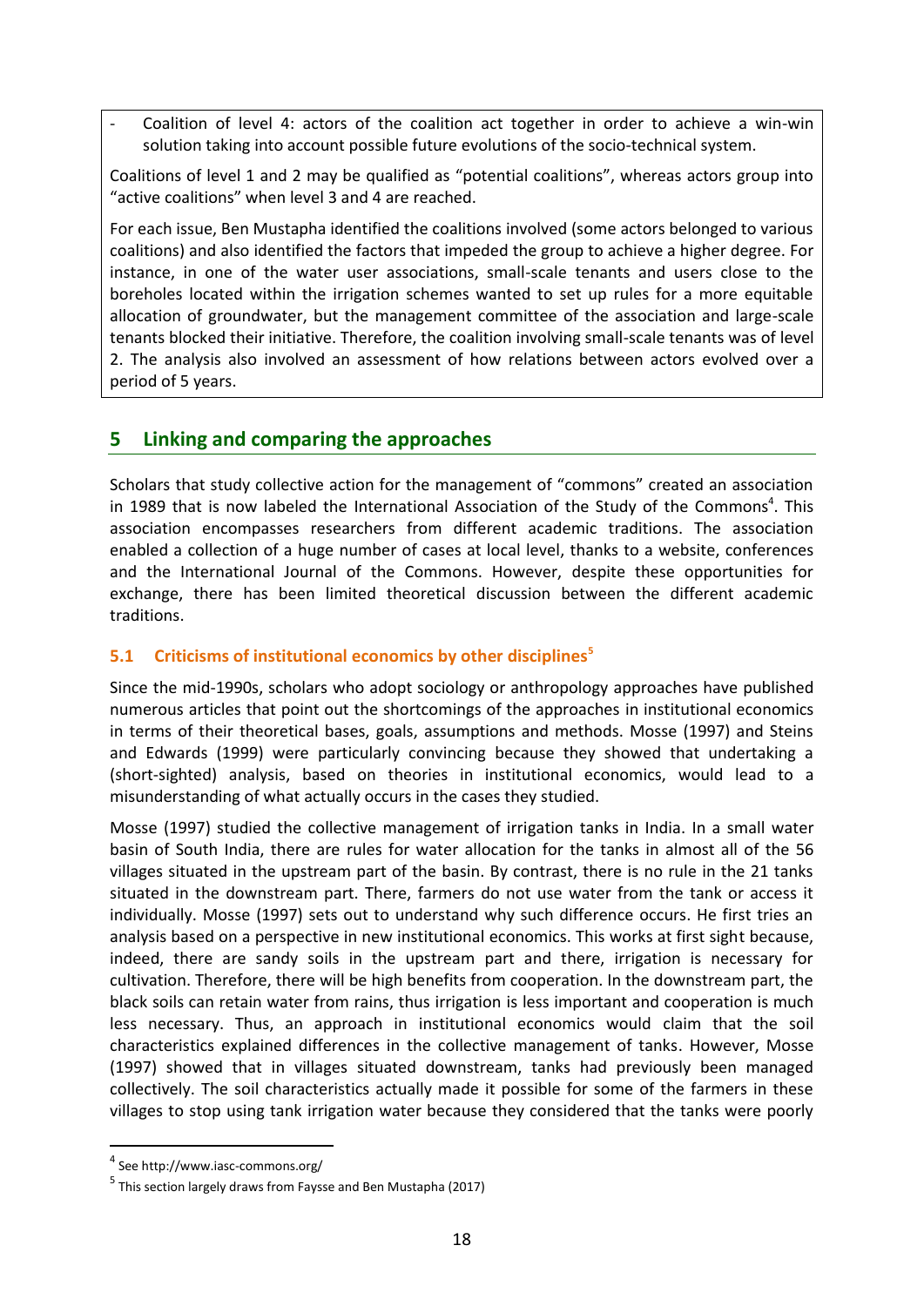- Coalition of level 4: actors of the coalition act together in order to achieve a win-win solution taking into account possible future evolutions of the socio-technical system.

Coalitions of level 1 and 2 may be qualified as "potential coalitions", whereas actors group into "active coalitions" when level 3 and 4 are reached.

For each issue, Ben Mustapha identified the coalitions involved (some actors belonged to various coalitions) and also identified the factors that impeded the group to achieve a higher degree. For instance, in one of the water user associations, small-scale tenants and users close to the boreholes located within the irrigation schemes wanted to set up rules for a more equitable allocation of groundwater, but the management committee of the association and large-scale tenants blocked their initiative. Therefore, the coalition involving small-scale tenants was of level 2. The analysis also involved an assessment of how relations between actors evolved over a period of 5 years.

## 5 Linking and comparing the approaches

Scholars that study collective action for the management of "commons" created an association in 1989 that is now labeled the International Association of the Study of the Commons[4]. This association encompasses researchers from different academic traditions. The association enabled a collection of a huge number of cases at local level, thanks to a website, conferences and the International Journal of the Commons. However, despite these opportunities for exchange, there has been limited theoretical discussion between the different academic traditions.

### 5.1 Criticisms of institutional economics by other disciplines[5]

Since the mid-1990s, scholars who adopt sociology or anthropology approaches have published numerous articles that point out the shortcomings of the approaches in institutional economics in terms of their theoretical bases, goals, assumptions and methods. Mosse (1997) and Steins and Edwards (1999) were particularly convincing because they showed that undertaking a (short-sighted) analysis, based on theories in institutional economics, would lead to a misunderstanding of what actually occurs in the cases they studied.

Mosse (1997) studied the collective management of irrigation tanks in India. In a small water basin of South India, there are rules for water allocation for the tanks in almost all of the 56 villages situated in the upstream part of the basin. By contrast, there is no rule in the 21 tanks situated in the downstream part. There, farmers do not use water from the tank or access it individually. Mosse (1997) sets out to understand why such difference occurs. He first tries an analysis based on a perspective in new institutional economics. This works at first sight because, indeed, there are sandy soils in the upstream part and there, irrigation is necessary for cultivation. Therefore, there will be high benefits from cooperation. In the downstream part, the black soils can retain water from rains, thus irrigation is less important and cooperation is much less necessary. Thus, an approach in institutional economics would claim that the soil characteristics explained differences in the collective management of tanks. However, Mosse (1997) showed that in villages situated downstream, tanks had previously been managed collectively. The soil characteristics actually made it possible for some of the farmers in these villages to stop using tank irrigation water because they considered that the tanks were poorly

[4] See http://www.iasc-commons.org/

[5] This section largely draws from Faysse and Ben Mustapha (2017)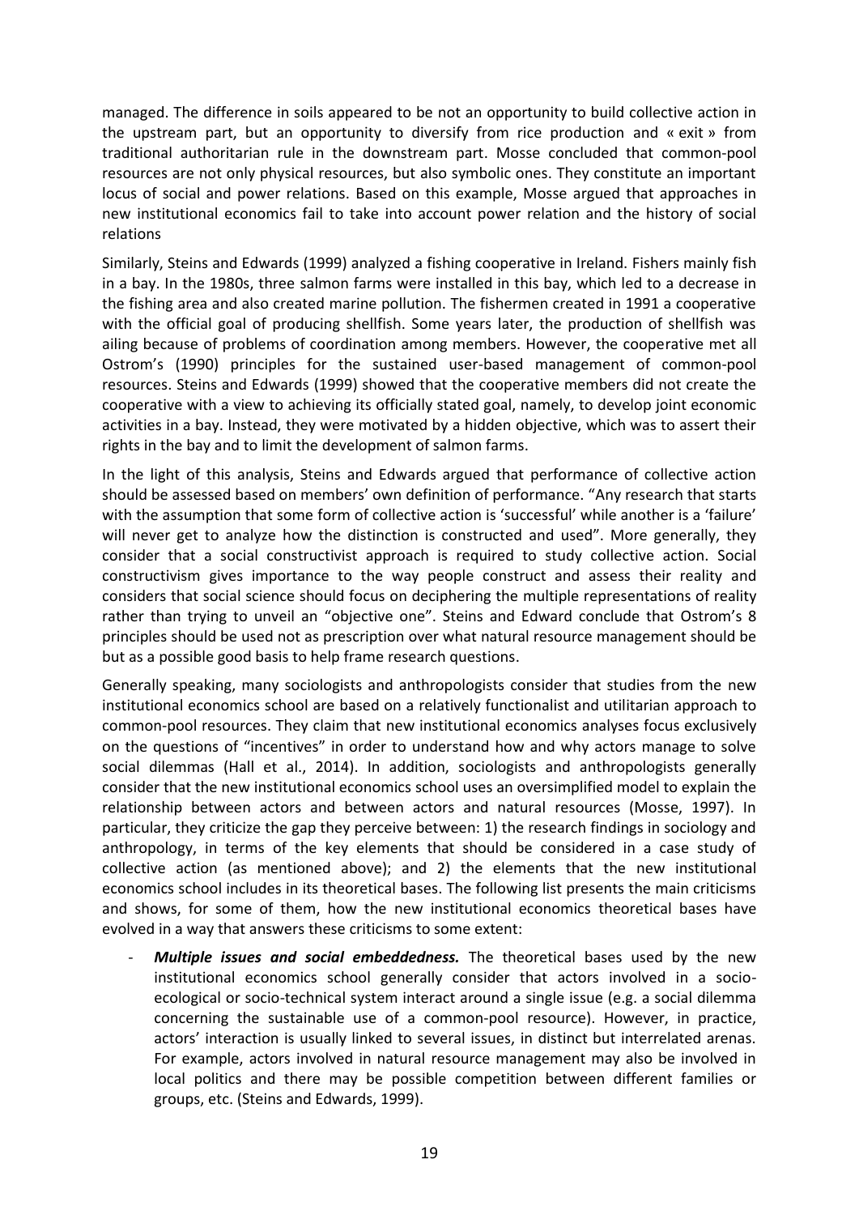managed. The difference in soils appeared to be not an opportunity to build collective action in the upstream part, but an opportunity to diversify from rice production and « exit » from traditional authoritarian rule in the downstream part. Mosse concluded that common-pool resources are not only physical resources, but also symbolic ones. They constitute an important locus of social and power relations. Based on this example, Mosse argued that approaches in new institutional economics fail to take into account power relation and the history of social relations

Similarly, Steins and Edwards (1999) analyzed a fishing cooperative in Ireland. Fishers mainly fish in a bay. In the 1980s, three salmon farms were installed in this bay, which led to a decrease in the fishing area and also created marine pollution. The fishermen created in 1991 a cooperative with the official goal of producing shellfish. Some years later, the production of shellfish was ailing because of problems of coordination among members. However, the cooperative met all Ostrom's (1990) principles for the sustained user-based management of common-pool resources. Steins and Edwards (1999) showed that the cooperative members did not create the cooperative with a view to achieving its officially stated goal, namely, to develop joint economic activities in a bay. Instead, they were motivated by a hidden objective, which was to assert their rights in the bay and to limit the development of salmon farms.

In the light of this analysis, Steins and Edwards argued that performance of collective action should be assessed based on members' own definition of performance. "Any research that starts with the assumption that some form of collective action is 'successful' while another is a 'failure' will never get to analyze how the distinction is constructed and used". More generally, they consider that a social constructivist approach is required to study collective action. Social constructivism gives importance to the way people construct and assess their reality and considers that social science should focus on deciphering the multiple representations of reality rather than trying to unveil an "objective one". Steins and Edward conclude that Ostrom's 8 principles should be used not as prescription over what natural resource management should be but as a possible good basis to help frame research questions.

Generally speaking, many sociologists and anthropologists consider that studies from the new institutional economics school are based on a relatively functionalist and utilitarian approach to common-pool resources. They claim that new institutional economics analyses focus exclusively on the questions of "incentives" in order to understand how and why actors manage to solve social dilemmas (Hall et al., 2014). In addition, sociologists and anthropologists generally consider that the new institutional economics school uses an oversimplified model to explain the relationship between actors and between actors and natural resources (Mosse, 1997). In particular, they criticize the gap they perceive between: 1) the research findings in sociology and anthropology, in terms of the key elements that should be considered in a case study of collective action (as mentioned above); and 2) the elements that the new institutional economics school includes in its theoretical bases. The following list presents the main criticisms and shows, for some of them, how the new institutional economics theoretical bases have evolved in a way that answers these criticisms to some extent:

- ***Multiple issues and social embeddedness.*** The theoretical bases used by the new institutional economics school generally consider that actors involved in a socio-ecological or socio-technical system interact around a single issue (e.g. a social dilemma concerning the sustainable use of a common-pool resource). However, in practice, actors' interaction is usually linked to several issues, in distinct but interrelated arenas. For example, actors involved in natural resource management may also be involved in local politics and there may be possible competition between different families or groups, etc. (Steins and Edwards, 1999).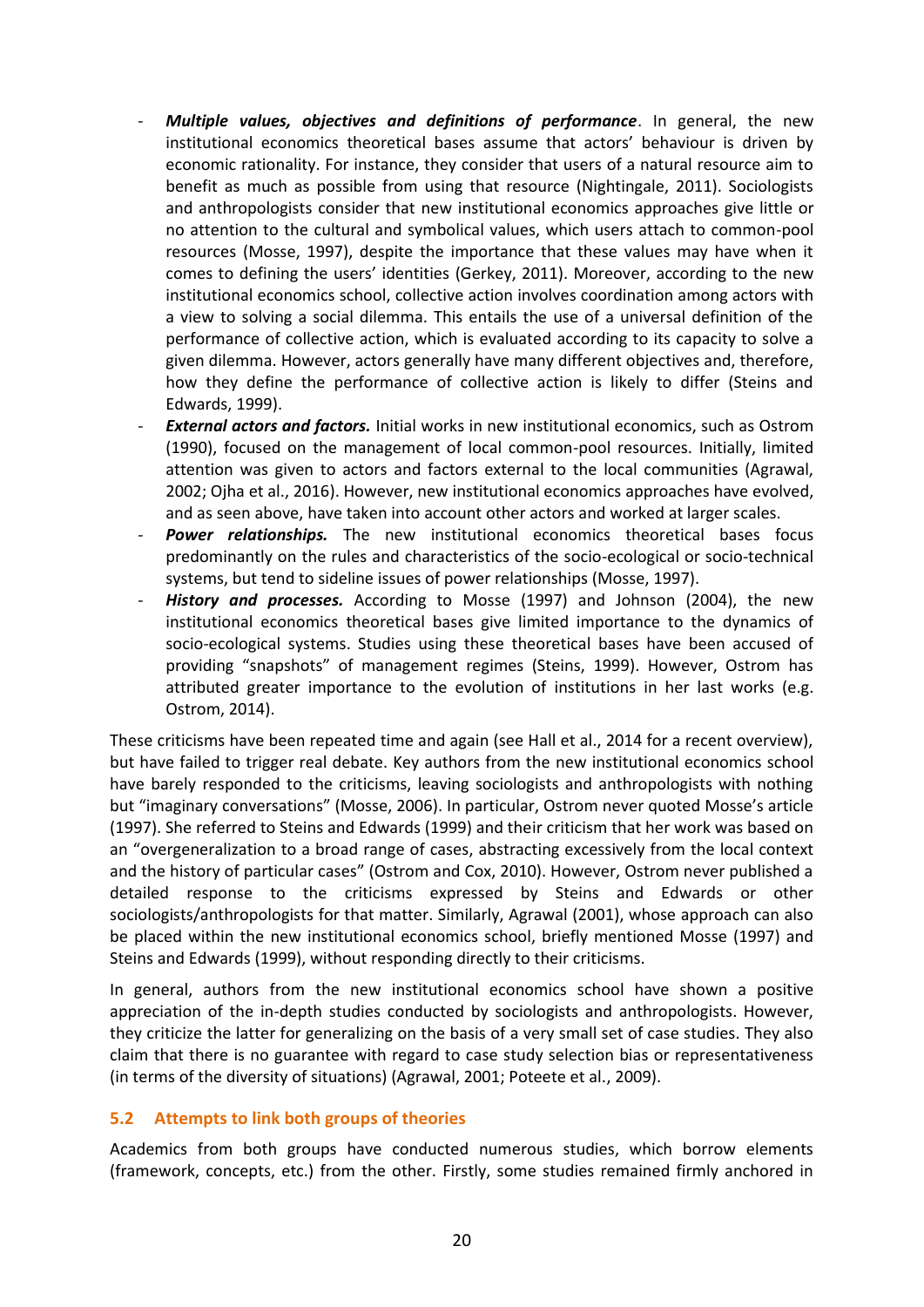- ***Multiple values, objectives and definitions of performance***. In general, the new institutional economics theoretical bases assume that actors' behaviour is driven by economic rationality. For instance, they consider that users of a natural resource aim to benefit as much as possible from using that resource (Nightingale, 2011). Sociologists and anthropologists consider that new institutional economics approaches give little or no attention to the cultural and symbolical values, which users attach to common-pool resources (Mosse, 1997), despite the importance that these values may have when it comes to defining the users' identities (Gerkey, 2011). Moreover, according to the new institutional economics school, collective action involves coordination among actors with a view to solving a social dilemma. This entails the use of a universal definition of the performance of collective action, which is evaluated according to its capacity to solve a given dilemma. However, actors generally have many different objectives and, therefore, how they define the performance of collective action is likely to differ (Steins and Edwards, 1999).
- ***External actors and factors.*** Initial works in new institutional economics, such as Ostrom (1990), focused on the management of local common-pool resources. Initially, limited attention was given to actors and factors external to the local communities (Agrawal, 2002; Ojha et al., 2016). However, new institutional economics approaches have evolved, and as seen above, have taken into account other actors and worked at larger scales.
- ***Power relationships.*** The new institutional economics theoretical bases focus predominantly on the rules and characteristics of the socio-ecological or socio-technical systems, but tend to sideline issues of power relationships (Mosse, 1997).
- ***History and processes.*** According to Mosse (1997) and Johnson (2004), the new institutional economics theoretical bases give limited importance to the dynamics of socio-ecological systems. Studies using these theoretical bases have been accused of providing "snapshots" of management regimes (Steins, 1999). However, Ostrom has attributed greater importance to the evolution of institutions in her last works (e.g. Ostrom, 2014).

These criticisms have been repeated time and again (see Hall et al., 2014 for a recent overview), but have failed to trigger real debate. Key authors from the new institutional economics school have barely responded to the criticisms, leaving sociologists and anthropologists with nothing but "imaginary conversations" (Mosse, 2006). In particular, Ostrom never quoted Mosse's article (1997). She referred to Steins and Edwards (1999) and their criticism that her work was based on an "overgeneralization to a broad range of cases, abstracting excessively from the local context and the history of particular cases" (Ostrom and Cox, 2010). However, Ostrom never published a detailed response to the criticisms expressed by Steins and Edwards or other sociologists/anthropologists for that matter. Similarly, Agrawal (2001), whose approach can also be placed within the new institutional economics school, briefly mentioned Mosse (1997) and Steins and Edwards (1999), without responding directly to their criticisms.

In general, authors from the new institutional economics school have shown a positive appreciation of the in-depth studies conducted by sociologists and anthropologists. However, they criticize the latter for generalizing on the basis of a very small set of case studies. They also claim that there is no guarantee with regard to case study selection bias or representativeness (in terms of the diversity of situations) (Agrawal, 2001; Poteete et al., 2009).

## 5.2 Attempts to link both groups of theories

Academics from both groups have conducted numerous studies, which borrow elements (framework, concepts, etc.) from the other. Firstly, some studies remained firmly anchored in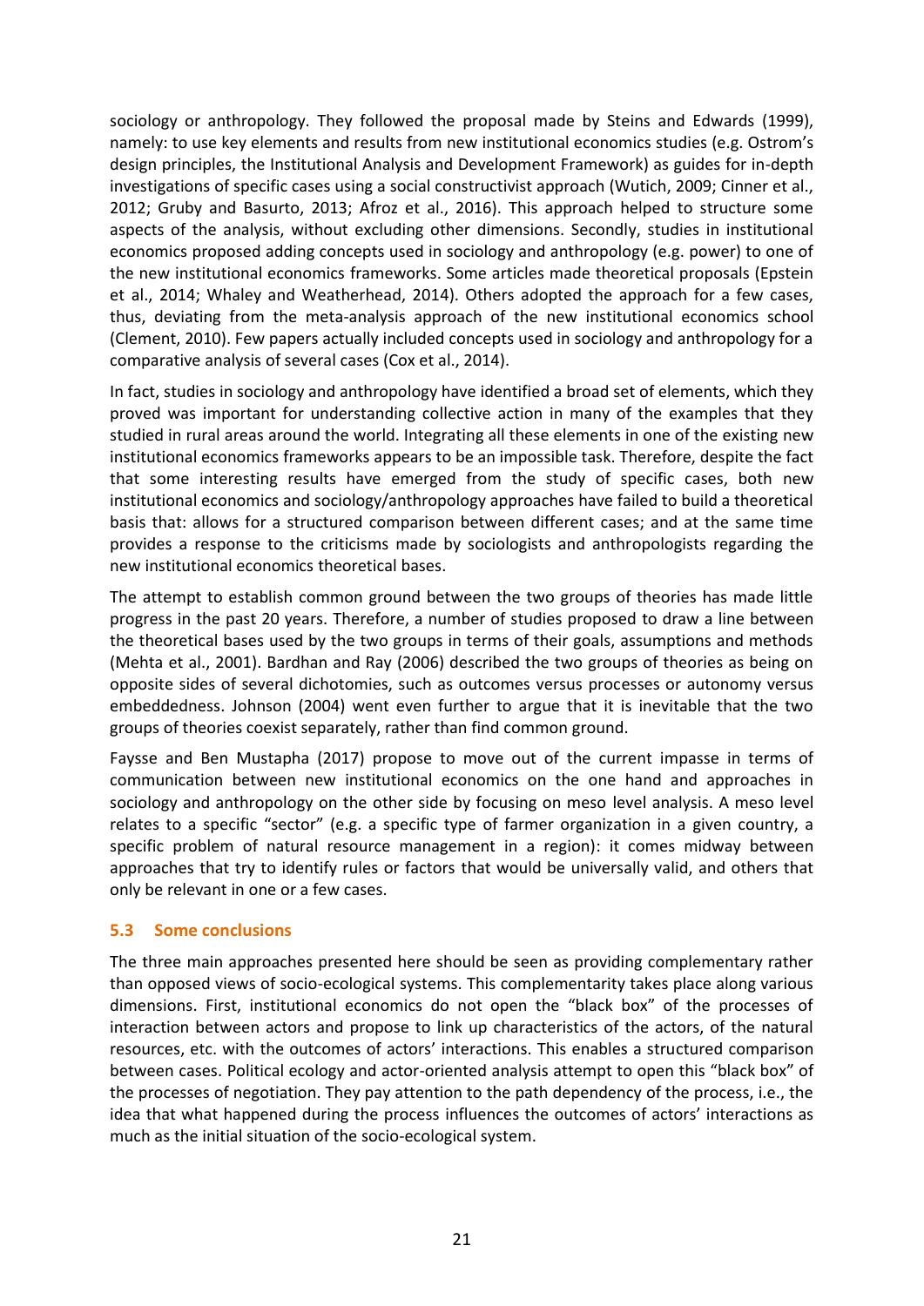sociology or anthropology. They followed the proposal made by Steins and Edwards (1999), namely: to use key elements and results from new institutional economics studies (e.g. Ostrom's design principles, the Institutional Analysis and Development Framework) as guides for in-depth investigations of specific cases using a social constructivist approach (Wutich, 2009; Cinner et al., 2012; Gruby and Basurto, 2013; Afroz et al., 2016). This approach helped to structure some aspects of the analysis, without excluding other dimensions. Secondly, studies in institutional economics proposed adding concepts used in sociology and anthropology (e.g. power) to one of the new institutional economics frameworks. Some articles made theoretical proposals (Epstein et al., 2014; Whaley and Weatherhead, 2014). Others adopted the approach for a few cases, thus, deviating from the meta-analysis approach of the new institutional economics school (Clement, 2010). Few papers actually included concepts used in sociology and anthropology for a comparative analysis of several cases (Cox et al., 2014).

In fact, studies in sociology and anthropology have identified a broad set of elements, which they proved was important for understanding collective action in many of the examples that they studied in rural areas around the world. Integrating all these elements in one of the existing new institutional economics frameworks appears to be an impossible task. Therefore, despite the fact that some interesting results have emerged from the study of specific cases, both new institutional economics and sociology/anthropology approaches have failed to build a theoretical basis that: allows for a structured comparison between different cases; and at the same time provides a response to the criticisms made by sociologists and anthropologists regarding the new institutional economics theoretical bases.

The attempt to establish common ground between the two groups of theories has made little progress in the past 20 years. Therefore, a number of studies proposed to draw a line between the theoretical bases used by the two groups in terms of their goals, assumptions and methods (Mehta et al., 2001). Bardhan and Ray (2006) described the two groups of theories as being on opposite sides of several dichotomies, such as outcomes versus processes or autonomy versus embeddedness. Johnson (2004) went even further to argue that it is inevitable that the two groups of theories coexist separately, rather than find common ground.

Faysse and Ben Mustapha (2017) propose to move out of the current impasse in terms of communication between new institutional economics on the one hand and approaches in sociology and anthropology on the other side by focusing on meso level analysis. A meso level relates to a specific "sector" (e.g. a specific type of farmer organization in a given country, a specific problem of natural resource management in a region): it comes midway between approaches that try to identify rules or factors that would be universally valid, and others that only be relevant in one or a few cases.

### 5.3 Some conclusions

The three main approaches presented here should be seen as providing complementary rather than opposed views of socio-ecological systems. This complementarity takes place along various dimensions. First, institutional economics do not open the "black box" of the processes of interaction between actors and propose to link up characteristics of the actors, of the natural resources, etc. with the outcomes of actors' interactions. This enables a structured comparison between cases. Political ecology and actor-oriented analysis attempt to open this "black box" of the processes of negotiation. They pay attention to the path dependency of the process, i.e., the idea that what happened during the process influences the outcomes of actors' interactions as much as the initial situation of the socio-ecological system.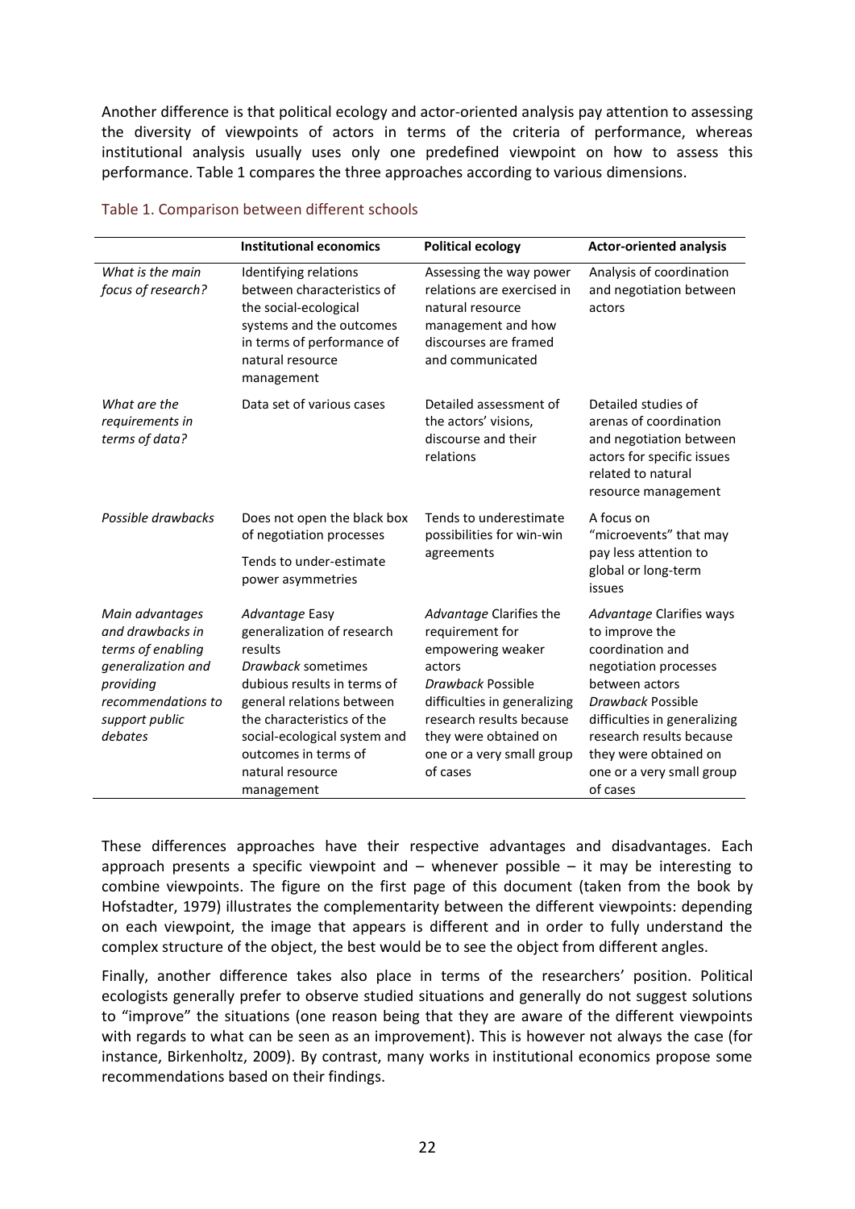Another difference is that political ecology and actor-oriented analysis pay attention to assessing the diversity of viewpoints of actors in terms of the criteria of performance, whereas institutional analysis usually uses only one predefined viewpoint on how to assess this performance. Table 1 compares the three approaches according to various dimensions.

Table 1. Comparison between different schools

| | **Institutional economics** | **Political ecology** | **Actor-oriented analysis** |
|---|---|---|---|
| *What is the main focus of research?* | Identifying relations between characteristics of the social-ecological systems and the outcomes in terms of performance of natural resource management | Assessing the way power relations are exercised in natural resource management and how discourses are framed and communicated | Analysis of coordination and negotiation between actors |
| *What are the requirements in terms of data?* | Data set of various cases | Detailed assessment of the actors' visions, discourse and their relations | Detailed studies of arenas of coordination and negotiation between actors for specific issues related to natural resource management |
| *Possible drawbacks* | Does not open the black box of negotiation processes<br>Tends to under-estimate power asymmetries | Tends to underestimate possibilities for win-win agreements | A focus on "microevents" that may pay less attention to global or long-term issues |
| *Main advantages and drawbacks in terms of enabling generalization and providing recommendations to support public debates* | *Advantage* Easy generalization of research results<br>*Drawback* sometimes dubious results in terms of general relations between the characteristics of the social-ecological system and outcomes in terms of natural resource management | *Advantage* Clarifies the requirement for empowering weaker actors<br>*Drawback* Possible difficulties in generalizing research results because they were obtained on one or a very small group of cases | *Advantage* Clarifies ways to improve the coordination and negotiation processes between actors<br>*Drawback* Possible difficulties in generalizing research results because they were obtained on one or a very small group of cases |

These differences approaches have their respective advantages and disadvantages. Each approach presents a specific viewpoint and – whenever possible – it may be interesting to combine viewpoints. The figure on the first page of this document (taken from the book by Hofstadter, 1979) illustrates the complementarity between the different viewpoints: depending on each viewpoint, the image that appears is different and in order to fully understand the complex structure of the object, the best would be to see the object from different angles.

Finally, another difference takes also place in terms of the researchers' position. Political ecologists generally prefer to observe studied situations and generally do not suggest solutions to "improve" the situations (one reason being that they are aware of the different viewpoints with regards to what can be seen as an improvement). This is however not always the case (for instance, Birkenholtz, 2009). By contrast, many works in institutional economics propose some recommendations based on their findings.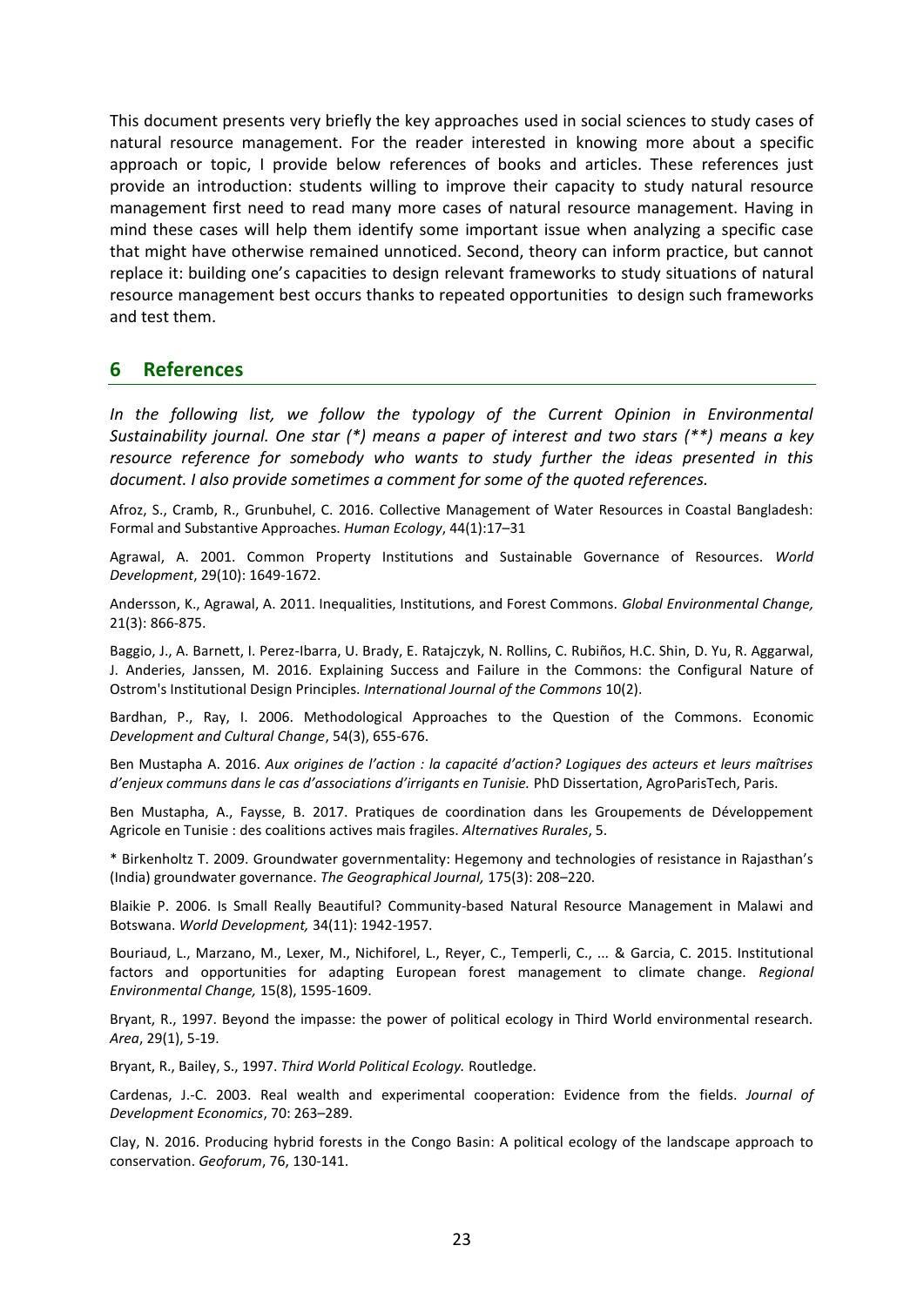This document presents very briefly the key approaches used in social sciences to study cases of natural resource management. For the reader interested in knowing more about a specific approach or topic, I provide below references of books and articles. These references just provide an introduction: students willing to improve their capacity to study natural resource management first need to read many more cases of natural resource management. Having in mind these cases will help them identify some important issue when analyzing a specific case that might have otherwise remained unnoticed. Second, theory can inform practice, but cannot replace it: building one's capacities to design relevant frameworks to study situations of natural resource management best occurs thanks to repeated opportunities to design such frameworks and test them.

## 6 References

*In the following list, we follow the typology of the Current Opinion in Environmental Sustainability journal. One star (*) means a paper of interest and two stars (**) means a key resource reference for somebody who wants to study further the ideas presented in this document. I also provide sometimes a comment for some of the quoted references.*

Afroz, S., Cramb, R., Grunbuhel, C. 2016. Collective Management of Water Resources in Coastal Bangladesh: Formal and Substantive Approaches. *Human Ecology*, 44(1):17–31

Agrawal, A. 2001. Common Property Institutions and Sustainable Governance of Resources. *World Development*, 29(10): 1649-1672.

Andersson, K., Agrawal, A. 2011. Inequalities, Institutions, and Forest Commons. *Global Environmental Change,* 21(3): 866-875.

Baggio, J., A. Barnett, I. Perez-Ibarra, U. Brady, E. Ratajczyk, N. Rollins, C. Rubiños, H.C. Shin, D. Yu, R. Aggarwal, J. Anderies, Janssen, M. 2016. Explaining Success and Failure in the Commons: the Configural Nature of Ostrom's Institutional Design Principles. *International Journal of the Commons* 10(2).

Bardhan, P., Ray, I. 2006. Methodological Approaches to the Question of the Commons. Economic *Development and Cultural Change*, 54(3), 655-676.

Ben Mustapha A. 2016. *Aux origines de l'action : la capacité d'action? Logiques des acteurs et leurs maîtrises d'enjeux communs dans le cas d'associations d'irrigants en Tunisie.* PhD Dissertation, AgroParisTech, Paris.

Ben Mustapha, A., Faysse, B. 2017. Pratiques de coordination dans les Groupements de Développement Agricole en Tunisie : des coalitions actives mais fragiles. *Alternatives Rurales*, 5.

* Birkenholtz T. 2009. Groundwater governmentality: Hegemony and technologies of resistance in Rajasthan's (India) groundwater governance. *The Geographical Journal,* 175(3): 208–220.

Blaikie P. 2006. Is Small Really Beautiful? Community-based Natural Resource Management in Malawi and Botswana. *World Development,* 34(11): 1942-1957.

Bouriaud, L., Marzano, M., Lexer, M., Nichiforel, L., Reyer, C., Temperli, C., ... & Garcia, C. 2015. Institutional factors and opportunities for adapting European forest management to climate change. *Regional Environmental Change,* 15(8), 1595-1609.

Bryant, R., 1997. Beyond the impasse: the power of political ecology in Third World environmental research. *Area*, 29(1), 5-19.

Bryant, R., Bailey, S., 1997. *Third World Political Ecology.* Routledge.

Cardenas, J.-C. 2003. Real wealth and experimental cooperation: Evidence from the fields. *Journal of Development Economics*, 70: 263–289.

Clay, N. 2016. Producing hybrid forests in the Congo Basin: A political ecology of the landscape approach to conservation. *Geoforum*, 76, 130-141.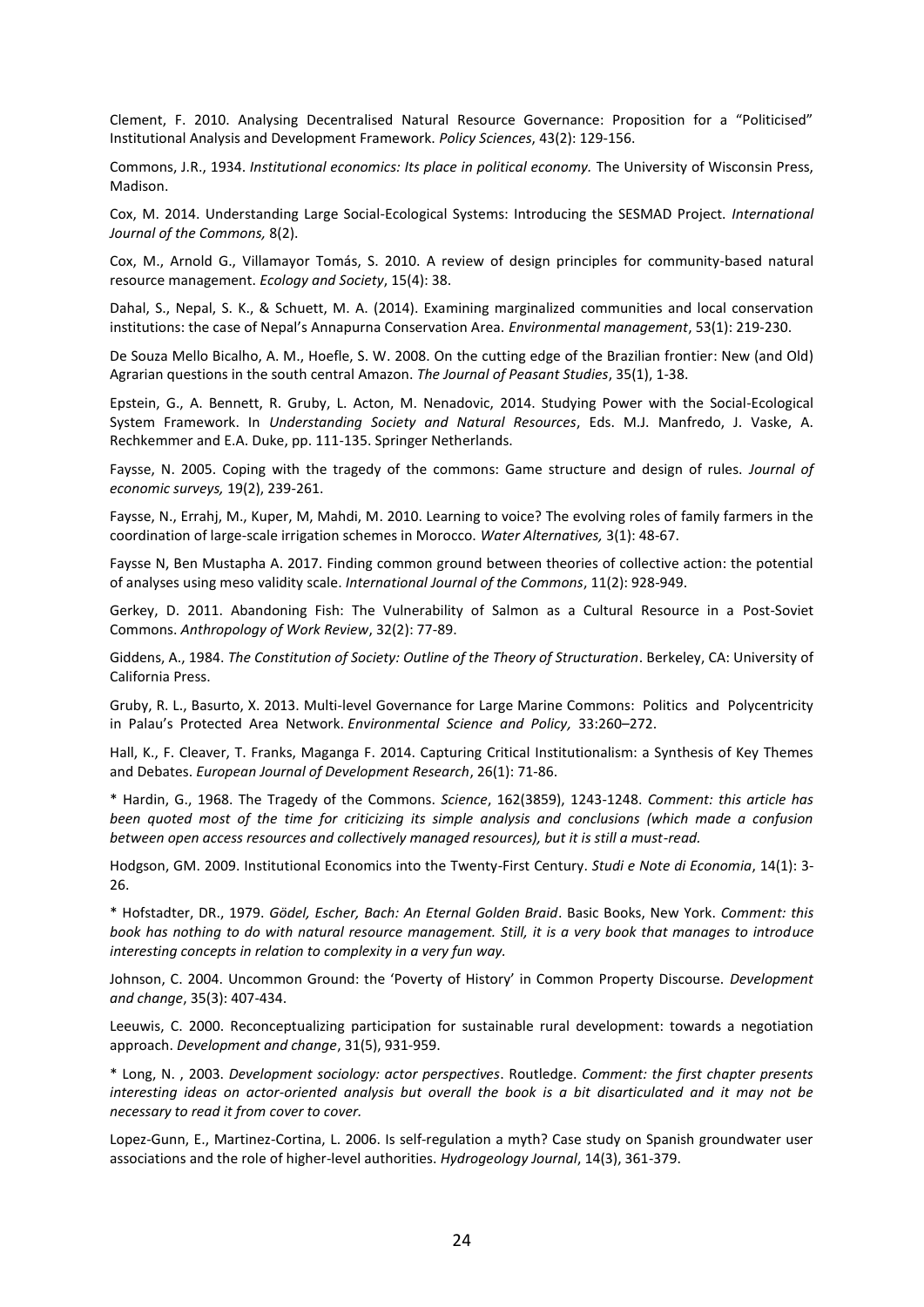Clement, F. 2010. Analysing Decentralised Natural Resource Governance: Proposition for a "Politicised" Institutional Analysis and Development Framework. *Policy Sciences*, 43(2): 129-156.

Commons, J.R., 1934. *Institutional economics: Its place in political economy.* The University of Wisconsin Press, Madison.

Cox, M. 2014. Understanding Large Social-Ecological Systems: Introducing the SESMAD Project. *International Journal of the Commons,* 8(2).

Cox, M., Arnold G., Villamayor Tomás, S. 2010. A review of design principles for community-based natural resource management. *Ecology and Society*, 15(4): 38.

Dahal, S., Nepal, S. K., & Schuett, M. A. (2014). Examining marginalized communities and local conservation institutions: the case of Nepal's Annapurna Conservation Area. *Environmental management*, 53(1): 219-230.

De Souza Mello Bicalho, A. M., Hoefle, S. W. 2008. On the cutting edge of the Brazilian frontier: New (and Old) Agrarian questions in the south central Amazon. *The Journal of Peasant Studies*, 35(1), 1-38.

Epstein, G., A. Bennett, R. Gruby, L. Acton, M. Nenadovic, 2014. Studying Power with the Social-Ecological System Framework. In *Understanding Society and Natural Resources*, Eds. M.J. Manfredo, J. Vaske, A. Rechkemmer and E.A. Duke, pp. 111-135. Springer Netherlands.

Faysse, N. 2005. Coping with the tragedy of the commons: Game structure and design of rules. *Journal of economic surveys,* 19(2), 239-261.

Faysse, N., Errahj, M., Kuper, M, Mahdi, M. 2010. Learning to voice? The evolving roles of family farmers in the coordination of large-scale irrigation schemes in Morocco. *Water Alternatives,* 3(1): 48-67.

Faysse N, Ben Mustapha A. 2017. Finding common ground between theories of collective action: the potential of analyses using meso validity scale. *International Journal of the Commons*, 11(2): 928-949.

Gerkey, D. 2011. Abandoning Fish: The Vulnerability of Salmon as a Cultural Resource in a Post-Soviet Commons. *Anthropology of Work Review*, 32(2): 77-89.

Giddens, A., 1984. *The Constitution of Society: Outline of the Theory of Structuration*. Berkeley, CA: University of California Press.

Gruby, R. L., Basurto, X. 2013. Multi-level Governance for Large Marine Commons: Politics and Polycentricity in Palau's Protected Area Network. *Environmental Science and Policy,* 33:260–272.

Hall, K., F. Cleaver, T. Franks, Maganga F. 2014. Capturing Critical Institutionalism: a Synthesis of Key Themes and Debates. *European Journal of Development Research*, 26(1): 71-86.

* Hardin, G., 1968. The Tragedy of the Commons. *Science*, 162(3859), 1243-1248. *Comment: this article has been quoted most of the time for criticizing its simple analysis and conclusions (which made a confusion between open access resources and collectively managed resources), but it is still a must-read.*

Hodgson, GM. 2009. Institutional Economics into the Twenty-First Century. *Studi e Note di Economia*, 14(1): 3-26.

* Hofstadter, DR., 1979. *Gödel, Escher, Bach: An Eternal Golden Braid*. Basic Books, New York. *Comment: this book has nothing to do with natural resource management. Still, it is a very book that manages to introduce interesting concepts in relation to complexity in a very fun way.*

Johnson, C. 2004. Uncommon Ground: the 'Poverty of History' in Common Property Discourse. *Development and change*, 35(3): 407-434.

Leeuwis, C. 2000. Reconceptualizing participation for sustainable rural development: towards a negotiation approach. *Development and change*, 31(5), 931-959.

* Long, N. , 2003. *Development sociology: actor perspectives*. Routledge. *Comment: the first chapter presents interesting ideas on actor-oriented analysis but overall the book is a bit disarticulated and it may not be necessary to read it from cover to cover.*

Lopez-Gunn, E., Martinez-Cortina, L. 2006. Is self-regulation a myth? Case study on Spanish groundwater user associations and the role of higher-level authorities. *Hydrogeology Journal*, 14(3), 361-379.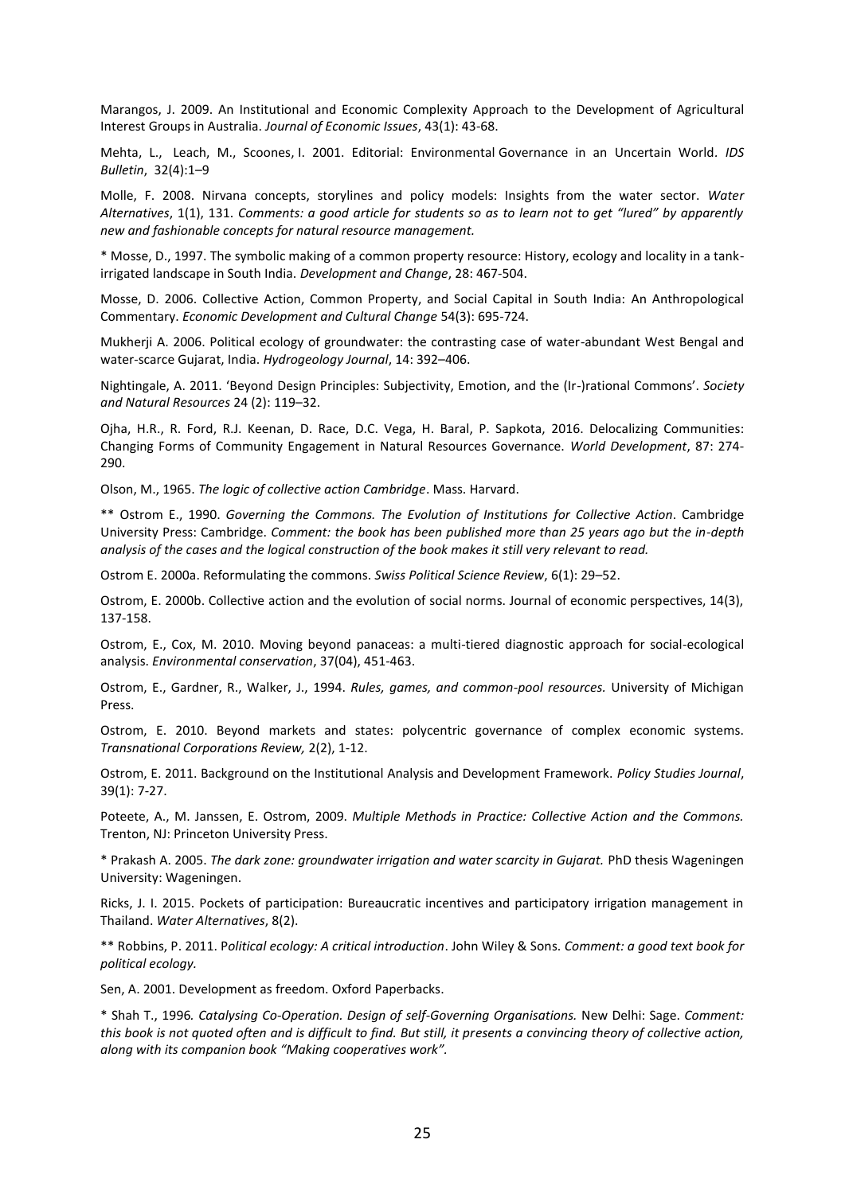Marangos, J. 2009. An Institutional and Economic Complexity Approach to the Development of Agricultural Interest Groups in Australia. *Journal of Economic Issues*, 43(1): 43-68.

Mehta, L., Leach, M., Scoones, I. 2001. Editorial: Environmental Governance in an Uncertain World. *IDS Bulletin*, 32(4):1–9

Molle, F. 2008. Nirvana concepts, storylines and policy models: Insights from the water sector. *Water Alternatives*, 1(1), 131. *Comments: a good article for students so as to learn not to get "lured" by apparently new and fashionable concepts for natural resource management.*

\* Mosse, D., 1997. The symbolic making of a common property resource: History, ecology and locality in a tank-irrigated landscape in South India. *Development and Change*, 28: 467-504.

Mosse, D. 2006. Collective Action, Common Property, and Social Capital in South India: An Anthropological Commentary. *Economic Development and Cultural Change* 54(3): 695-724.

Mukherji A. 2006. Political ecology of groundwater: the contrasting case of water-abundant West Bengal and water-scarce Gujarat, India. *Hydrogeology Journal*, 14: 392–406.

Nightingale, A. 2011. 'Beyond Design Principles: Subjectivity, Emotion, and the (Ir-)rational Commons'. *Society and Natural Resources* 24 (2): 119–32.

Ojha, H.R., R. Ford, R.J. Keenan, D. Race, D.C. Vega, H. Baral, P. Sapkota, 2016. Delocalizing Communities: Changing Forms of Community Engagement in Natural Resources Governance. *World Development*, 87: 274-290.

Olson, M., 1965. *The logic of collective action Cambridge*. Mass. Harvard.

\*\* Ostrom E., 1990. *Governing the Commons. The Evolution of Institutions for Collective Action*. Cambridge University Press: Cambridge. *Comment: the book has been published more than 25 years ago but the in-depth analysis of the cases and the logical construction of the book makes it still very relevant to read.*

Ostrom E. 2000a. Reformulating the commons. *Swiss Political Science Review*, 6(1): 29–52.

Ostrom, E. 2000b. Collective action and the evolution of social norms. Journal of economic perspectives, 14(3), 137-158.

Ostrom, E., Cox, M. 2010. Moving beyond panaceas: a multi-tiered diagnostic approach for social-ecological analysis. *Environmental conservation*, 37(04), 451-463.

Ostrom, E., Gardner, R., Walker, J., 1994. *Rules, games, and common-pool resources.* University of Michigan Press.

Ostrom, E. 2010. Beyond markets and states: polycentric governance of complex economic systems. *Transnational Corporations Review,* 2(2), 1-12.

Ostrom, E. 2011. Background on the Institutional Analysis and Development Framework. *Policy Studies Journal*, 39(1): 7-27.

Poteete, A., M. Janssen, E. Ostrom, 2009. *Multiple Methods in Practice: Collective Action and the Commons.* Trenton, NJ: Princeton University Press.

\* Prakash A. 2005. *The dark zone: groundwater irrigation and water scarcity in Gujarat.* PhD thesis Wageningen University: Wageningen.

Ricks, J. I. 2015. Pockets of participation: Bureaucratic incentives and participatory irrigation management in Thailand. *Water Alternatives*, 8(2).

\*\* Robbins, P. 2011. P*olitical ecology: A critical introduction*. John Wiley & Sons. *Comment: a good text book for political ecology.*

Sen, A. 2001. Development as freedom. Oxford Paperbacks.

\* Shah T., 1996*. Catalysing Co-Operation. Design of self-Governing Organisations.* New Delhi: Sage. *Comment: this book is not quoted often and is difficult to find. But still, it presents a convincing theory of collective action, along with its companion book "Making cooperatives work".*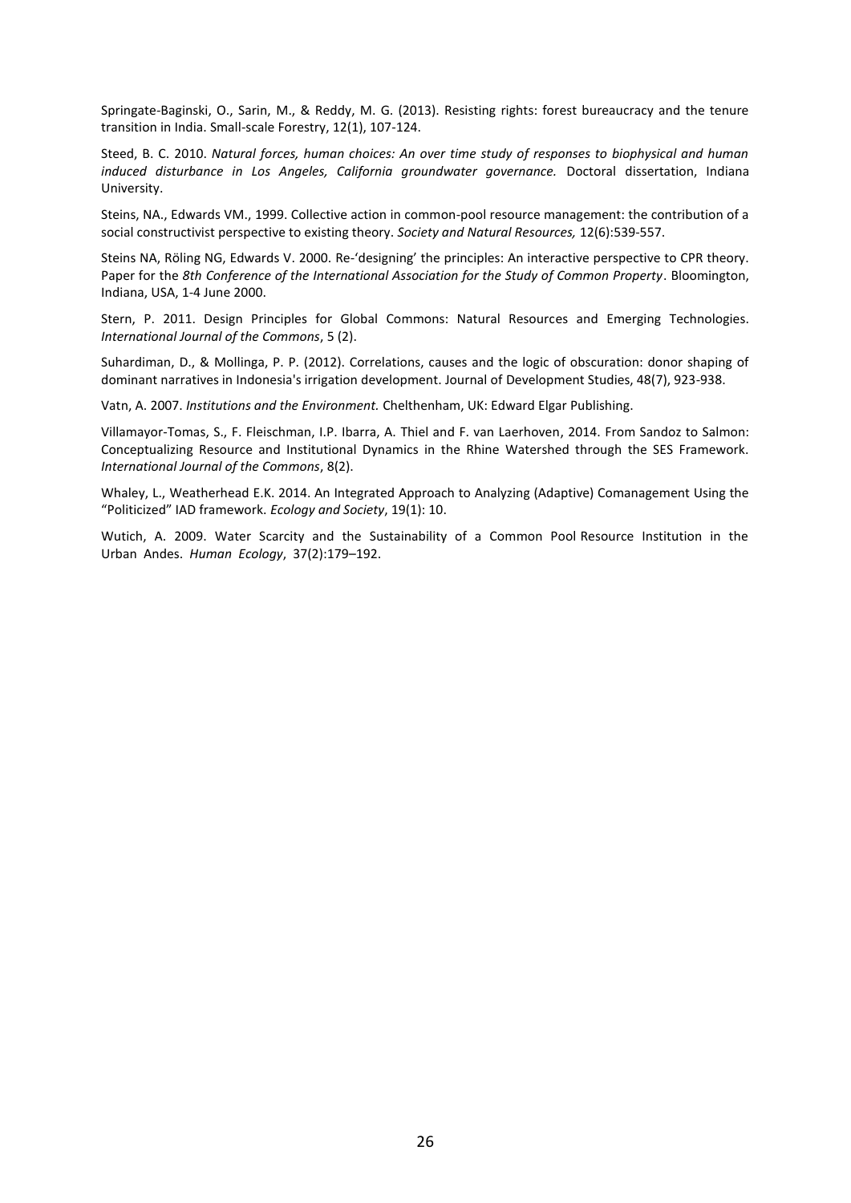Springate-Baginski, O., Sarin, M., & Reddy, M. G. (2013). Resisting rights: forest bureaucracy and the tenure transition in India. Small-scale Forestry, 12(1), 107-124.

Steed, B. C. 2010. *Natural forces, human choices: An over time study of responses to biophysical and human induced disturbance in Los Angeles, California groundwater governance.* Doctoral dissertation, Indiana University.

Steins, NA., Edwards VM., 1999. Collective action in common-pool resource management: the contribution of a social constructivist perspective to existing theory. *Society and Natural Resources,* 12(6):539-557.

Steins NA, Röling NG, Edwards V. 2000. Re-'designing' the principles: An interactive perspective to CPR theory. Paper for the *8th Conference of the International Association for the Study of Common Property*. Bloomington, Indiana, USA, 1-4 June 2000.

Stern, P. 2011. Design Principles for Global Commons: Natural Resources and Emerging Technologies. *International Journal of the Commons*, 5 (2).

Suhardiman, D., & Mollinga, P. P. (2012). Correlations, causes and the logic of obscuration: donor shaping of dominant narratives in Indonesia's irrigation development. Journal of Development Studies, 48(7), 923-938.

Vatn, A. 2007. *Institutions and the Environment.* Chelthenham, UK: Edward Elgar Publishing.

Villamayor-Tomas, S., F. Fleischman, I.P. Ibarra, A. Thiel and F. van Laerhoven, 2014. From Sandoz to Salmon: Conceptualizing Resource and Institutional Dynamics in the Rhine Watershed through the SES Framework. *International Journal of the Commons*, 8(2).

Whaley, L., Weatherhead E.K. 2014. An Integrated Approach to Analyzing (Adaptive) Comanagement Using the "Politicized" IAD framework. *Ecology and Society*, 19(1): 10.

Wutich, A. 2009. Water Scarcity and the Sustainability of a Common Pool Resource Institution in the Urban Andes. *Human Ecology*, 37(2):179–192.